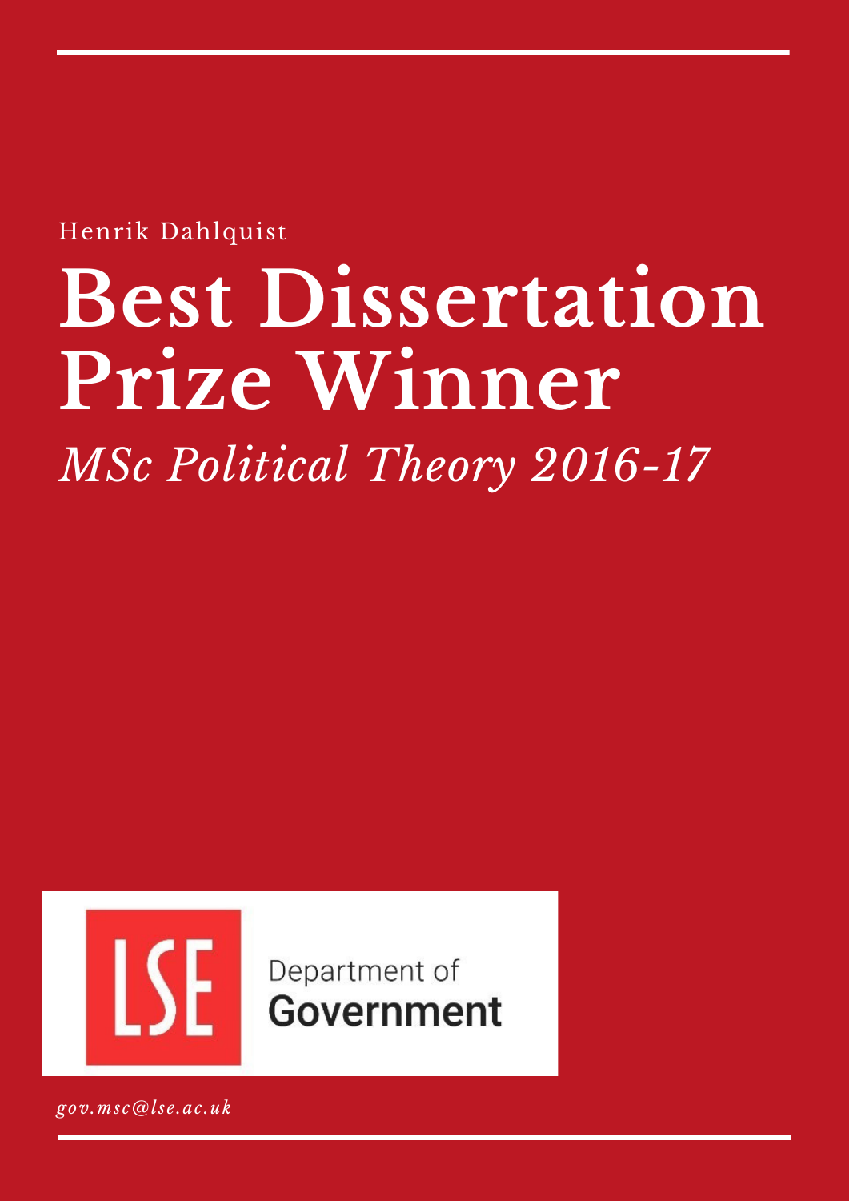Henrik Dahlquist

# Best Dissertation Prize Winner

*MSc Political Theory 2016-17*

LSE Department of Government

*gov.msc@lse.ac.uk*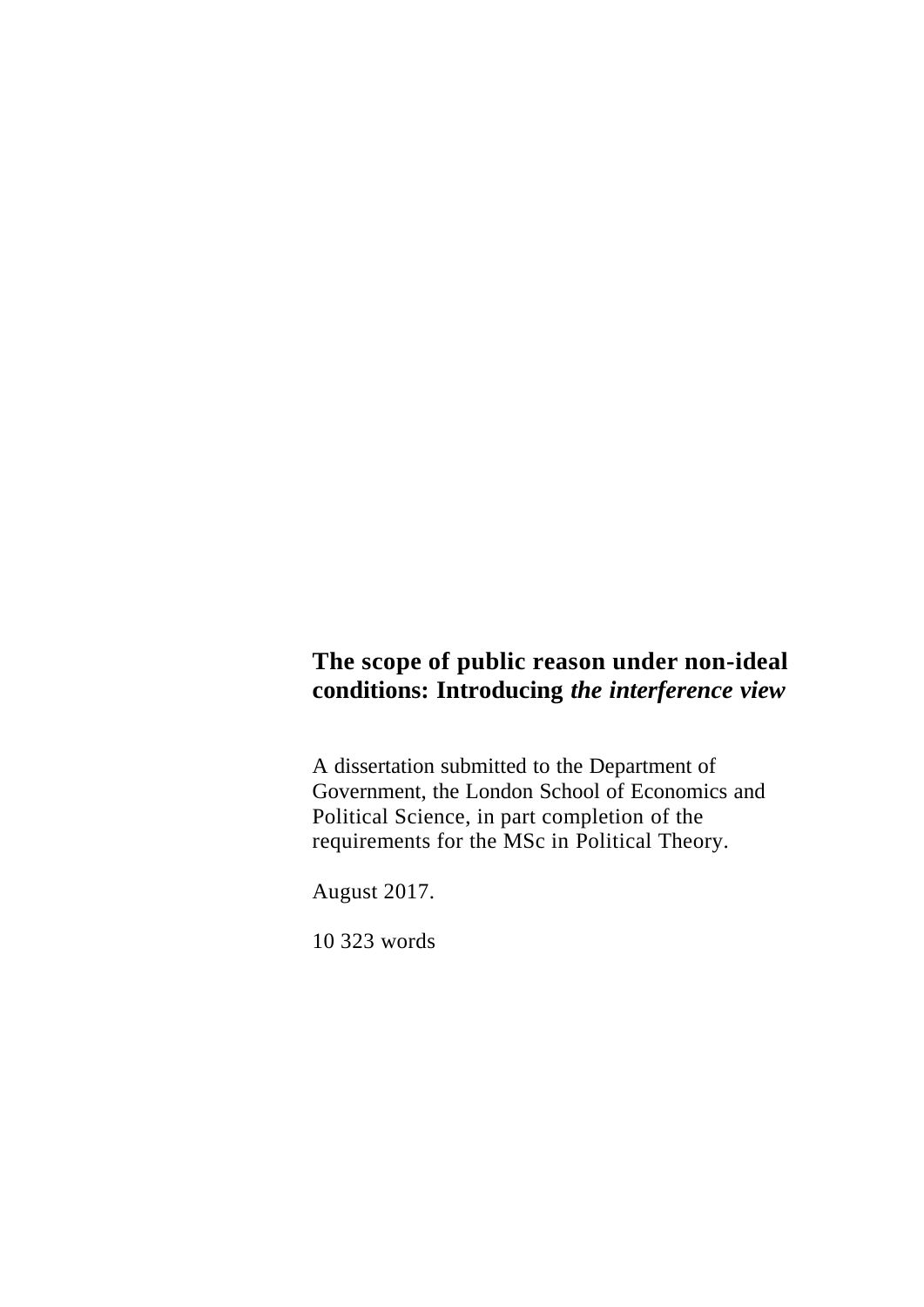**The scope of public reason under non-ideal conditions: Introducing *the interference view***

A dissertation submitted to the Department of Government, the London School of Economics and Political Science, in part completion of the requirements for the MSc in Political Theory.

August 2017.

10 323 words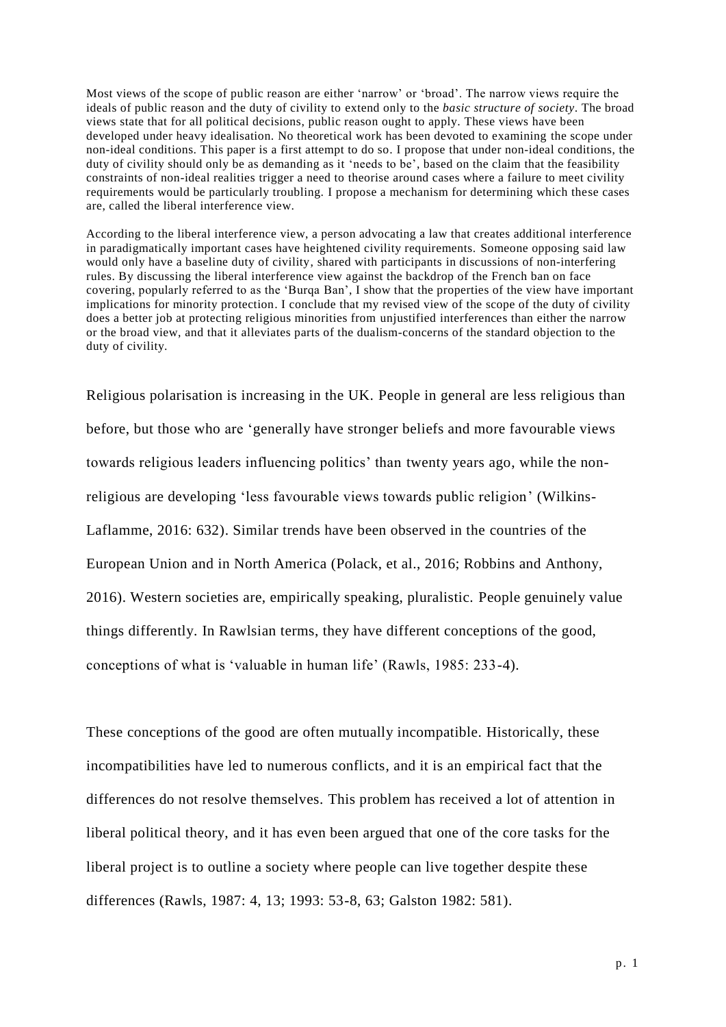Most views of the scope of public reason are either 'narrow' or 'broad'. The narrow views require the ideals of public reason and the duty of civility to extend only to the *basic structure of society*. The broad views state that for all political decisions, public reason ought to apply. These views have been developed under heavy idealisation. No theoretical work has been devoted to examining the scope under non-ideal conditions. This paper is a first attempt to do so. I propose that under non-ideal conditions, the duty of civility should only be as demanding as it 'needs to be', based on the claim that the feasibility constraints of non-ideal realities trigger a need to theorise around cases where a failure to meet civility requirements would be particularly troubling. I propose a mechanism for determining which these cases are, called the liberal interference view.

According to the liberal interference view, a person advocating a law that creates additional interference in paradigmatically important cases have heightened civility requirements. Someone opposing said law would only have a baseline duty of civility, shared with participants in discussions of non-interfering rules. By discussing the liberal interference view against the backdrop of the French ban on face covering, popularly referred to as the 'Burqa Ban', I show that the properties of the view have important implications for minority protection. I conclude that my revised view of the scope of the duty of civility does a better job at protecting religious minorities from unjustified interferences than either the narrow or the broad view, and that it alleviates parts of the dualism-concerns of the standard objection to the duty of civility.

Religious polarisation is increasing in the UK. People in general are less religious than before, but those who are 'generally have stronger beliefs and more favourable views towards religious leaders influencing politics' than twenty years ago, while the non-religious are developing 'less favourable views towards public religion' (Wilkins-Laflamme, 2016: 632). Similar trends have been observed in the countries of the European Union and in North America (Polack, et al., 2016; Robbins and Anthony, 2016). Western societies are, empirically speaking, pluralistic. People genuinely value things differently. In Rawlsian terms, they have different conceptions of the good, conceptions of what is 'valuable in human life' (Rawls, 1985: 233-4).

These conceptions of the good are often mutually incompatible. Historically, these incompatibilities have led to numerous conflicts, and it is an empirical fact that the differences do not resolve themselves. This problem has received a lot of attention in liberal political theory, and it has even been argued that one of the core tasks for the liberal project is to outline a society where people can live together despite these differences (Rawls, 1987: 4, 13; 1993: 53-8, 63; Galston 1982: 581).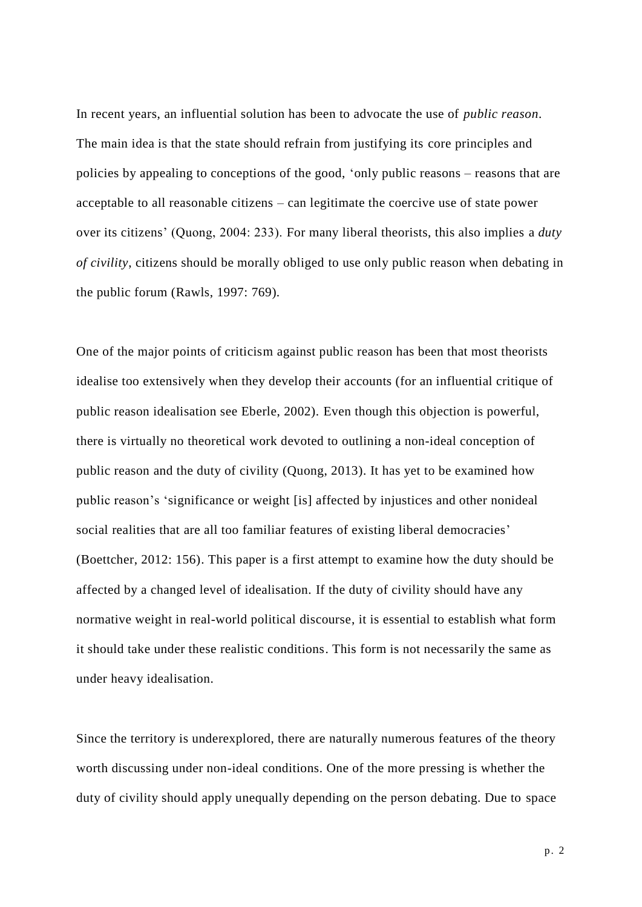In recent years, an influential solution has been to advocate the use of *public reason*. The main idea is that the state should refrain from justifying its core principles and policies by appealing to conceptions of the good, 'only public reasons – reasons that are acceptable to all reasonable citizens – can legitimate the coercive use of state power over its citizens' (Quong, 2004: 233). For many liberal theorists, this also implies a *duty of civility*, citizens should be morally obliged to use only public reason when debating in the public forum (Rawls, 1997: 769).

One of the major points of criticism against public reason has been that most theorists idealise too extensively when they develop their accounts (for an influential critique of public reason idealisation see Eberle, 2002). Even though this objection is powerful, there is virtually no theoretical work devoted to outlining a non-ideal conception of public reason and the duty of civility (Quong, 2013). It has yet to be examined how public reason's 'significance or weight [is] affected by injustices and other nonideal social realities that are all too familiar features of existing liberal democracies' (Boettcher, 2012: 156). This paper is a first attempt to examine how the duty should be affected by a changed level of idealisation. If the duty of civility should have any normative weight in real-world political discourse, it is essential to establish what form it should take under these realistic conditions. This form is not necessarily the same as under heavy idealisation.

Since the territory is underexplored, there are naturally numerous features of the theory worth discussing under non-ideal conditions. One of the more pressing is whether the duty of civility should apply unequally depending on the person debating. Due to space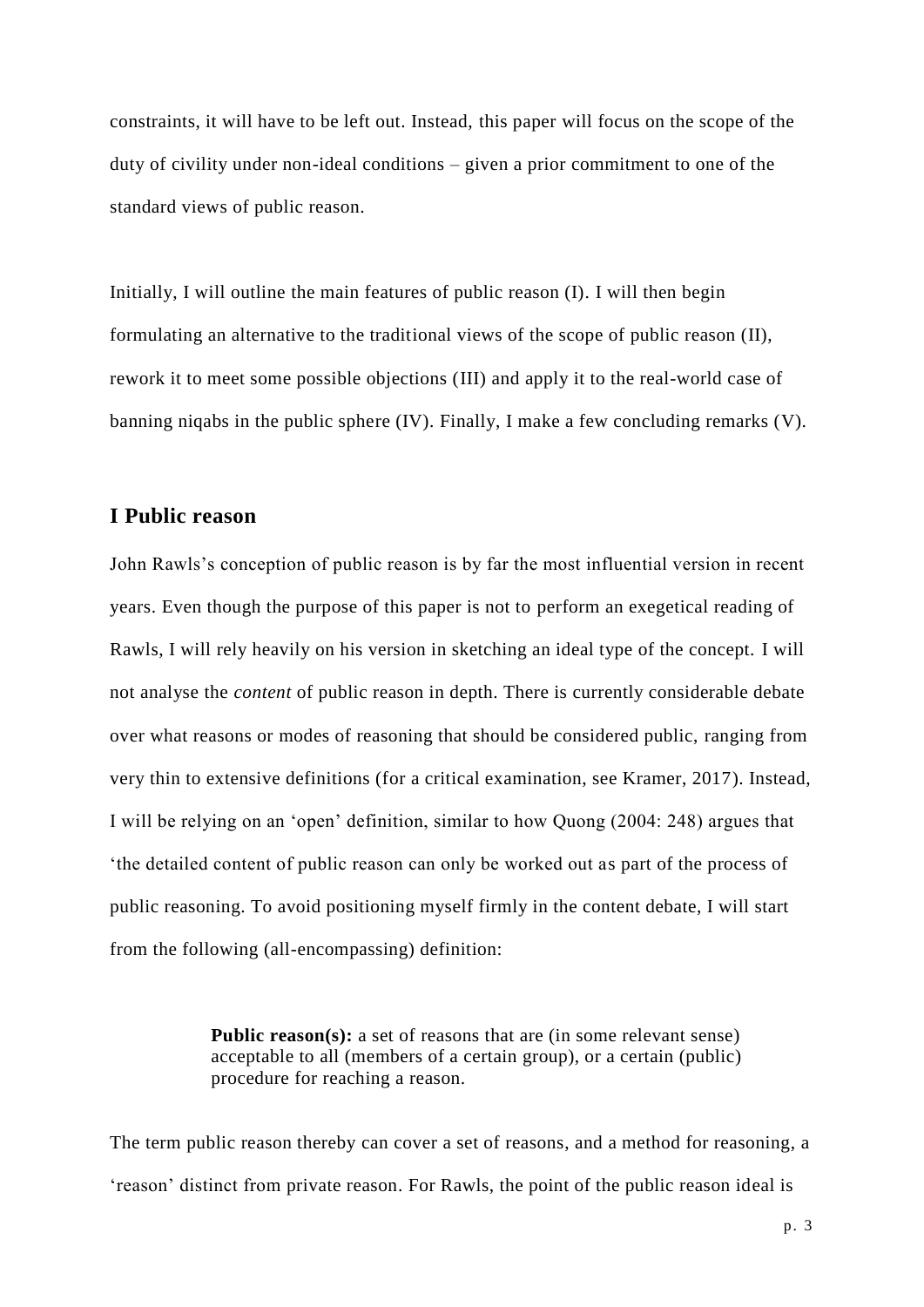constraints, it will have to be left out. Instead, this paper will focus on the scope of the duty of civility under non-ideal conditions – given a prior commitment to one of the standard views of public reason.

Initially, I will outline the main features of public reason (I). I will then begin formulating an alternative to the traditional views of the scope of public reason (II), rework it to meet some possible objections (III) and apply it to the real-world case of banning niqabs in the public sphere (IV). Finally, I make a few concluding remarks (V).

## I Public reason

John Rawls's conception of public reason is by far the most influential version in recent years. Even though the purpose of this paper is not to perform an exegetical reading of Rawls, I will rely heavily on his version in sketching an ideal type of the concept. I will not analyse the *content* of public reason in depth. There is currently considerable debate over what reasons or modes of reasoning that should be considered public, ranging from very thin to extensive definitions (for a critical examination, see Kramer, 2017). Instead, I will be relying on an 'open' definition, similar to how Quong (2004: 248) argues that 'the detailed content of public reason can only be worked out as part of the process of public reasoning. To avoid positioning myself firmly in the content debate, I will start from the following (all-encompassing) definition:

> **Public reason(s):** a set of reasons that are (in some relevant sense) acceptable to all (members of a certain group), or a certain (public) procedure for reaching a reason.

The term public reason thereby can cover a set of reasons, and a method for reasoning, a 'reason' distinct from private reason. For Rawls, the point of the public reason ideal is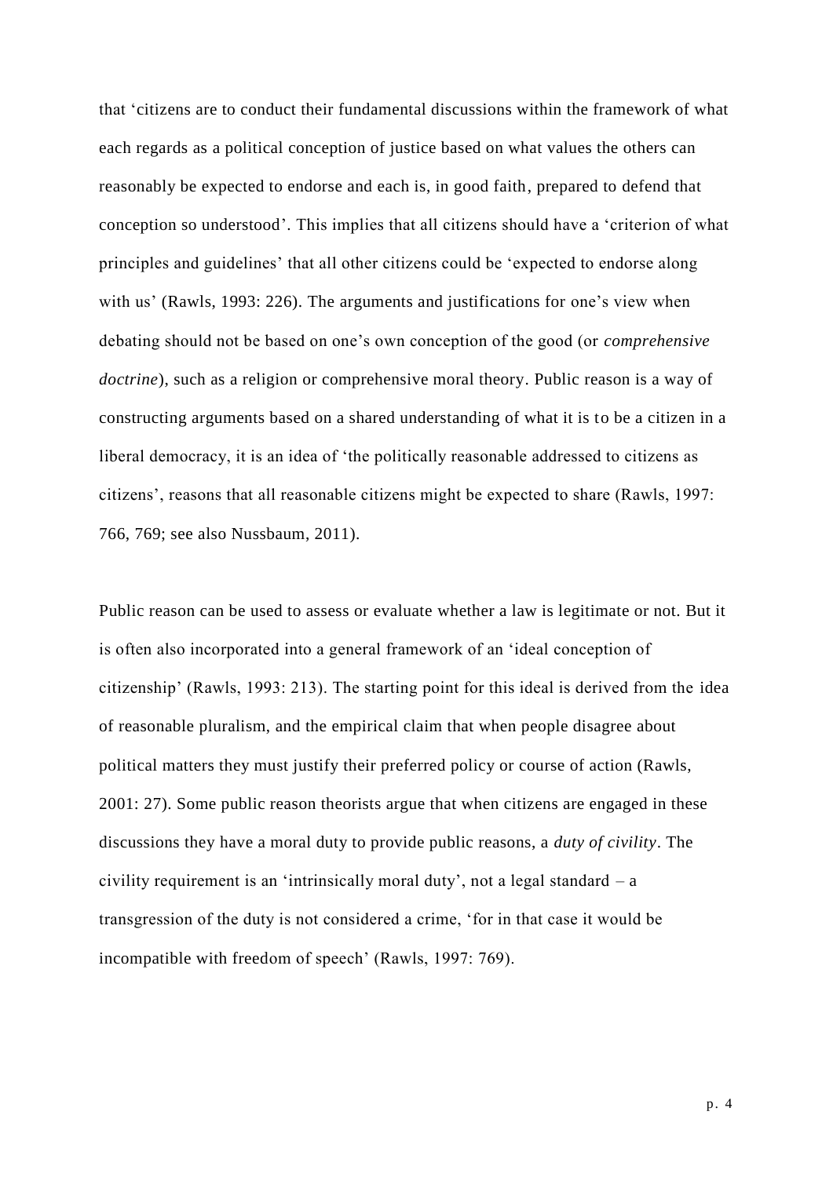that 'citizens are to conduct their fundamental discussions within the framework of what each regards as a political conception of justice based on what values the others can reasonably be expected to endorse and each is, in good faith, prepared to defend that conception so understood'. This implies that all citizens should have a 'criterion of what principles and guidelines' that all other citizens could be 'expected to endorse along with us' (Rawls, 1993: 226). The arguments and justifications for one's view when debating should not be based on one's own conception of the good (or *comprehensive doctrine*), such as a religion or comprehensive moral theory. Public reason is a way of constructing arguments based on a shared understanding of what it is to be a citizen in a liberal democracy, it is an idea of 'the politically reasonable addressed to citizens as citizens', reasons that all reasonable citizens might be expected to share (Rawls, 1997: 766, 769; see also Nussbaum, 2011).

Public reason can be used to assess or evaluate whether a law is legitimate or not. But it is often also incorporated into a general framework of an 'ideal conception of citizenship' (Rawls, 1993: 213). The starting point for this ideal is derived from the idea of reasonable pluralism, and the empirical claim that when people disagree about political matters they must justify their preferred policy or course of action (Rawls, 2001: 27). Some public reason theorists argue that when citizens are engaged in these discussions they have a moral duty to provide public reasons, a *duty of civility*. The civility requirement is an 'intrinsically moral duty', not a legal standard – a transgression of the duty is not considered a crime, 'for in that case it would be incompatible with freedom of speech' (Rawls, 1997: 769).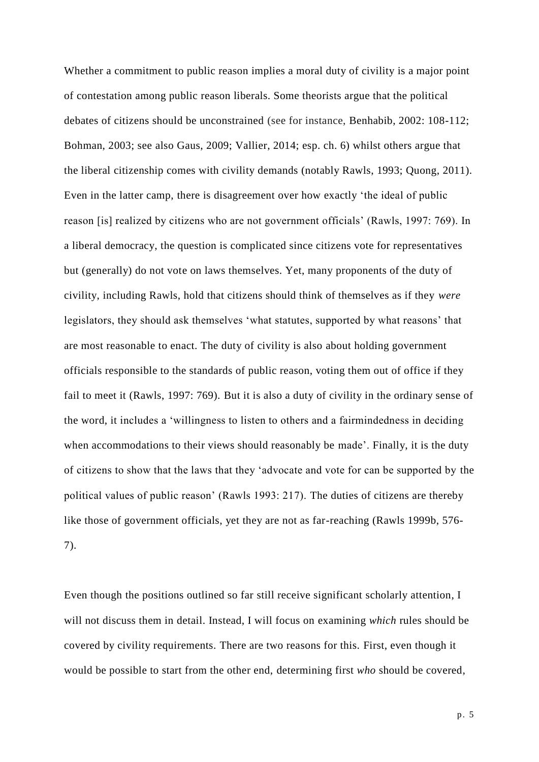Whether a commitment to public reason implies a moral duty of civility is a major point of contestation among public reason liberals. Some theorists argue that the political debates of citizens should be unconstrained (see for instance, Benhabib, 2002: 108-112; Bohman, 2003; see also Gaus, 2009; Vallier, 2014; esp. ch. 6) whilst others argue that the liberal citizenship comes with civility demands (notably Rawls, 1993; Quong, 2011). Even in the latter camp, there is disagreement over how exactly 'the ideal of public reason [is] realized by citizens who are not government officials' (Rawls, 1997: 769). In a liberal democracy, the question is complicated since citizens vote for representatives but (generally) do not vote on laws themselves. Yet, many proponents of the duty of civility, including Rawls, hold that citizens should think of themselves as if they *were* legislators, they should ask themselves 'what statutes, supported by what reasons' that are most reasonable to enact. The duty of civility is also about holding government officials responsible to the standards of public reason, voting them out of office if they fail to meet it (Rawls, 1997: 769). But it is also a duty of civility in the ordinary sense of the word, it includes a 'willingness to listen to others and a fairmindedness in deciding when accommodations to their views should reasonably be made'. Finally, it is the duty of citizens to show that the laws that they 'advocate and vote for can be supported by the political values of public reason' (Rawls 1993: 217). The duties of citizens are thereby like those of government officials, yet they are not as far-reaching (Rawls 1999b, 576-7).

Even though the positions outlined so far still receive significant scholarly attention, I will not discuss them in detail. Instead, I will focus on examining *which* rules should be covered by civility requirements. There are two reasons for this. First, even though it would be possible to start from the other end, determining first *who* should be covered,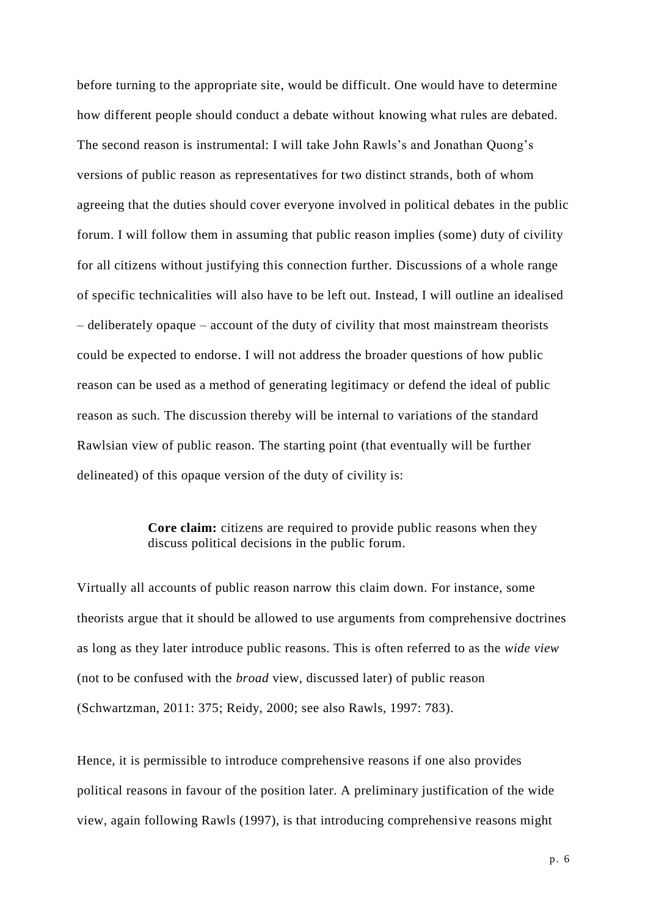before turning to the appropriate site, would be difficult. One would have to determine how different people should conduct a debate without knowing what rules are debated. The second reason is instrumental: I will take John Rawls's and Jonathan Quong's versions of public reason as representatives for two distinct strands, both of whom agreeing that the duties should cover everyone involved in political debates in the public forum. I will follow them in assuming that public reason implies (some) duty of civility for all citizens without justifying this connection further. Discussions of a whole range of specific technicalities will also have to be left out. Instead, I will outline an idealised – deliberately opaque – account of the duty of civility that most mainstream theorists could be expected to endorse. I will not address the broader questions of how public reason can be used as a method of generating legitimacy or defend the ideal of public reason as such. The discussion thereby will be internal to variations of the standard Rawlsian view of public reason. The starting point (that eventually will be further delineated) of this opaque version of the duty of civility is:

> **Core claim:** citizens are required to provide public reasons when they discuss political decisions in the public forum.

Virtually all accounts of public reason narrow this claim down. For instance, some theorists argue that it should be allowed to use arguments from comprehensive doctrines as long as they later introduce public reasons. This is often referred to as the *wide view* (not to be confused with the *broad* view, discussed later) of public reason (Schwartzman, 2011: 375; Reidy, 2000; see also Rawls, 1997: 783).

Hence, it is permissible to introduce comprehensive reasons if one also provides political reasons in favour of the position later. A preliminary justification of the wide view, again following Rawls (1997), is that introducing comprehensive reasons might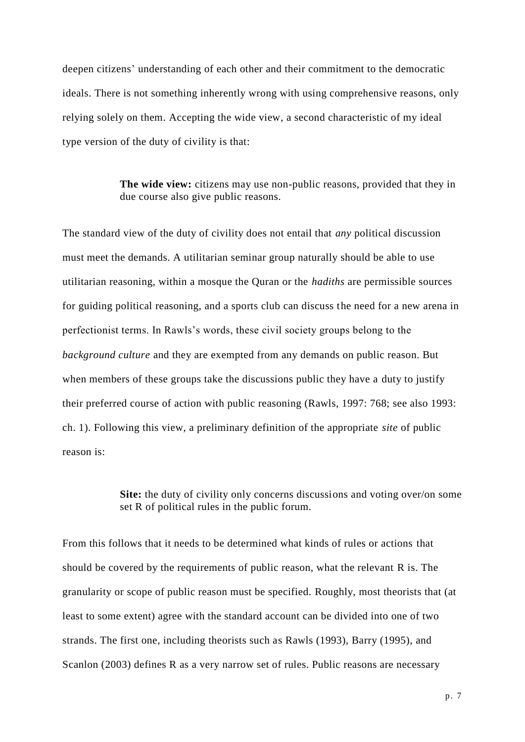deepen citizens' understanding of each other and their commitment to the democratic ideals. There is not something inherently wrong with using comprehensive reasons, only relying solely on them. Accepting the wide view, a second characteristic of my ideal type version of the duty of civility is that:

> **The wide view:** citizens may use non-public reasons, provided that they in due course also give public reasons.

The standard view of the duty of civility does not entail that *any* political discussion must meet the demands. A utilitarian seminar group naturally should be able to use utilitarian reasoning, within a mosque the Quran or the *hadiths* are permissible sources for guiding political reasoning, and a sports club can discuss the need for a new arena in perfectionist terms. In Rawls's words, these civil society groups belong to the *background culture* and they are exempted from any demands on public reason. But when members of these groups take the discussions public they have a duty to justify their preferred course of action with public reasoning (Rawls, 1997: 768; see also 1993: ch. 1). Following this view, a preliminary definition of the appropriate *site* of public reason is:

> **Site:** the duty of civility only concerns discussions and voting over/on some set R of political rules in the public forum.

From this follows that it needs to be determined what kinds of rules or actions that should be covered by the requirements of public reason, what the relevant R is. The granularity or scope of public reason must be specified. Roughly, most theorists that (at least to some extent) agree with the standard account can be divided into one of two strands. The first one, including theorists such as Rawls (1993), Barry (1995), and Scanlon (2003) defines R as a very narrow set of rules. Public reasons are necessary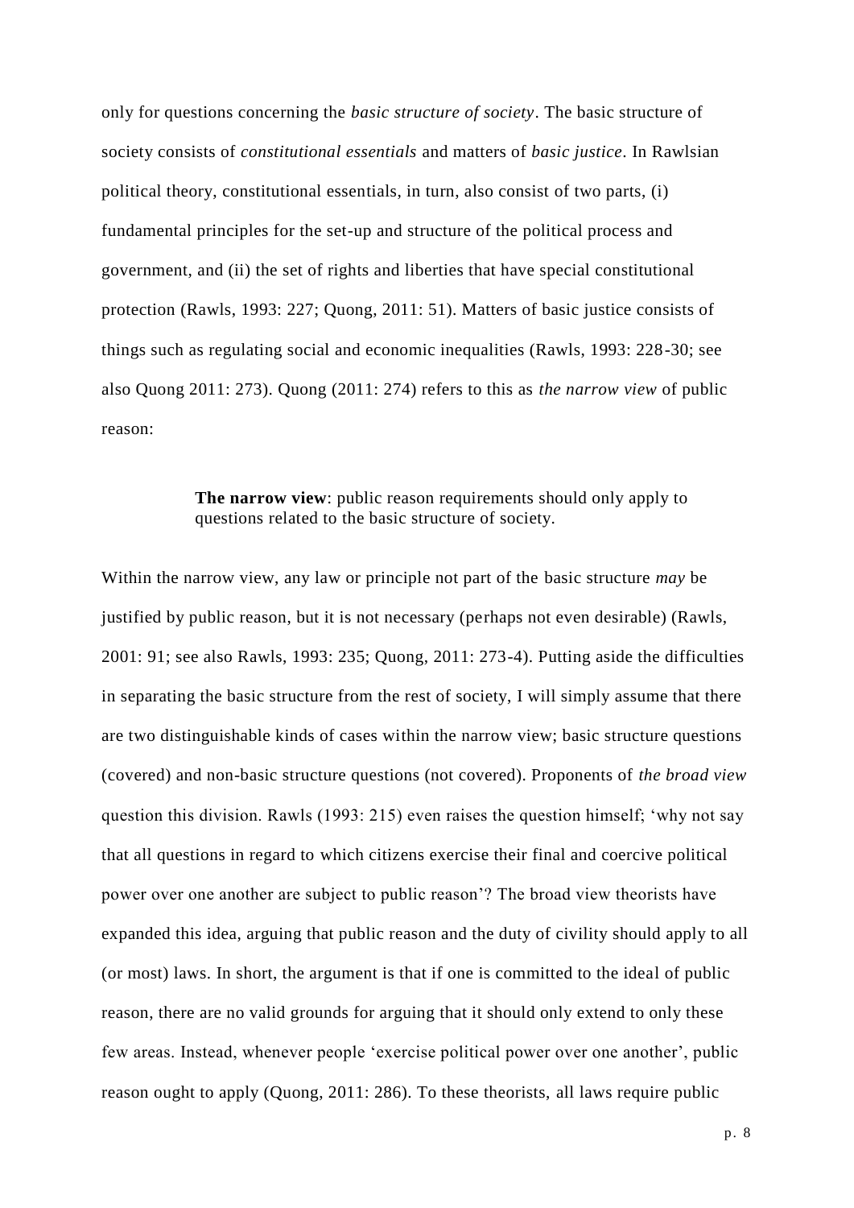only for questions concerning the *basic structure of society*. The basic structure of society consists of *constitutional essentials* and matters of *basic justice*. In Rawlsian political theory, constitutional essentials, in turn, also consist of two parts, (i) fundamental principles for the set-up and structure of the political process and government, and (ii) the set of rights and liberties that have special constitutional protection (Rawls, 1993: 227; Quong, 2011: 51). Matters of basic justice consists of things such as regulating social and economic inequalities (Rawls, 1993: 228-30; see also Quong 2011: 273). Quong (2011: 274) refers to this as *the narrow view* of public reason:

> **The narrow view**: public reason requirements should only apply to questions related to the basic structure of society.

Within the narrow view, any law or principle not part of the basic structure *may* be justified by public reason, but it is not necessary (perhaps not even desirable) (Rawls, 2001: 91; see also Rawls, 1993: 235; Quong, 2011: 273-4). Putting aside the difficulties in separating the basic structure from the rest of society, I will simply assume that there are two distinguishable kinds of cases within the narrow view; basic structure questions (covered) and non-basic structure questions (not covered). Proponents of *the broad view* question this division. Rawls (1993: 215) even raises the question himself; 'why not say that all questions in regard to which citizens exercise their final and coercive political power over one another are subject to public reason'? The broad view theorists have expanded this idea, arguing that public reason and the duty of civility should apply to all (or most) laws. In short, the argument is that if one is committed to the ideal of public reason, there are no valid grounds for arguing that it should only extend to only these few areas. Instead, whenever people 'exercise political power over one another', public reason ought to apply (Quong, 2011: 286). To these theorists, all laws require public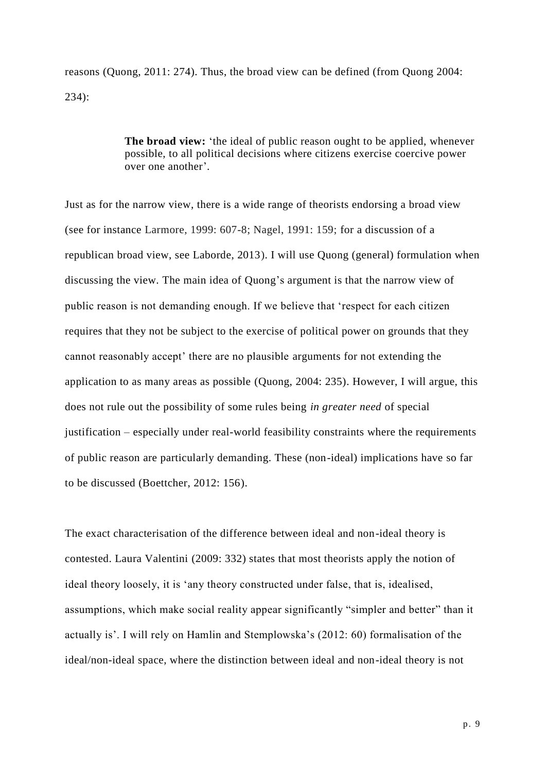reasons (Quong, 2011: 274). Thus, the broad view can be defined (from Quong 2004: 234):

> **The broad view:** 'the ideal of public reason ought to be applied, whenever possible, to all political decisions where citizens exercise coercive power over one another'.

Just as for the narrow view, there is a wide range of theorists endorsing a broad view (see for instance Larmore, 1999: 607-8; Nagel, 1991: 159; for a discussion of a republican broad view, see Laborde, 2013). I will use Quong (general) formulation when discussing the view. The main idea of Quong's argument is that the narrow view of public reason is not demanding enough. If we believe that 'respect for each citizen requires that they not be subject to the exercise of political power on grounds that they cannot reasonably accept' there are no plausible arguments for not extending the application to as many areas as possible (Quong, 2004: 235). However, I will argue, this does not rule out the possibility of some rules being *in greater need* of special justification – especially under real-world feasibility constraints where the requirements of public reason are particularly demanding. These (non-ideal) implications have so far to be discussed (Boettcher, 2012: 156).

The exact characterisation of the difference between ideal and non-ideal theory is contested. Laura Valentini (2009: 332) states that most theorists apply the notion of ideal theory loosely, it is 'any theory constructed under false, that is, idealised, assumptions, which make social reality appear significantly "simpler and better" than it actually is'. I will rely on Hamlin and Stemplowska's (2012: 60) formalisation of the ideal/non-ideal space, where the distinction between ideal and non-ideal theory is not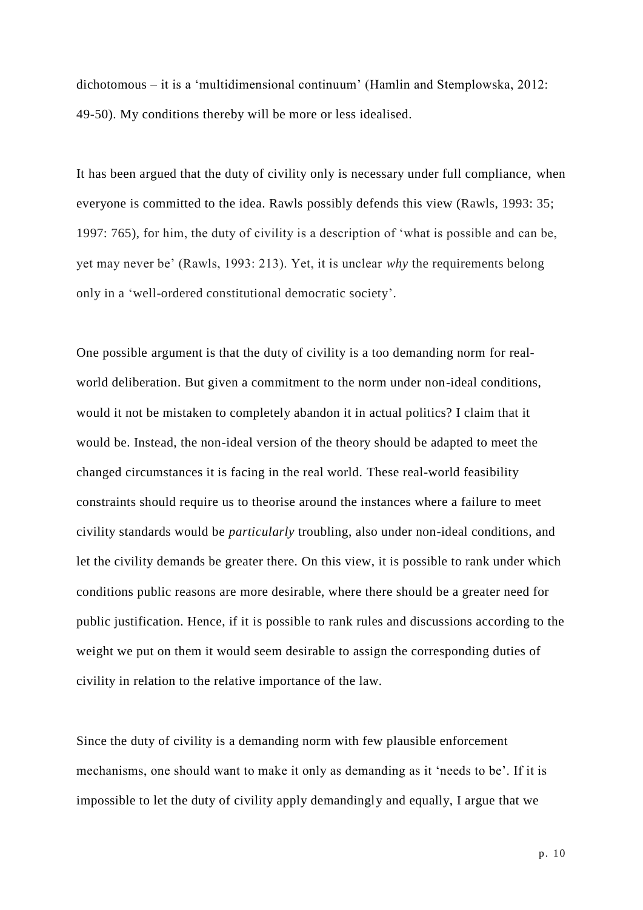dichotomous – it is a 'multidimensional continuum' (Hamlin and Stemplowska, 2012: 49-50). My conditions thereby will be more or less idealised.

It has been argued that the duty of civility only is necessary under full compliance, when everyone is committed to the idea. Rawls possibly defends this view (Rawls, 1993: 35; 1997: 765), for him, the duty of civility is a description of 'what is possible and can be, yet may never be' (Rawls, 1993: 213). Yet, it is unclear *why* the requirements belong only in a 'well-ordered constitutional democratic society'.

One possible argument is that the duty of civility is a too demanding norm for real-world deliberation. But given a commitment to the norm under non-ideal conditions, would it not be mistaken to completely abandon it in actual politics? I claim that it would be. Instead, the non-ideal version of the theory should be adapted to meet the changed circumstances it is facing in the real world. These real-world feasibility constraints should require us to theorise around the instances where a failure to meet civility standards would be *particularly* troubling, also under non-ideal conditions, and let the civility demands be greater there. On this view, it is possible to rank under which conditions public reasons are more desirable, where there should be a greater need for public justification. Hence, if it is possible to rank rules and discussions according to the weight we put on them it would seem desirable to assign the corresponding duties of civility in relation to the relative importance of the law.

Since the duty of civility is a demanding norm with few plausible enforcement mechanisms, one should want to make it only as demanding as it 'needs to be'. If it is impossible to let the duty of civility apply demandingly and equally, I argue that we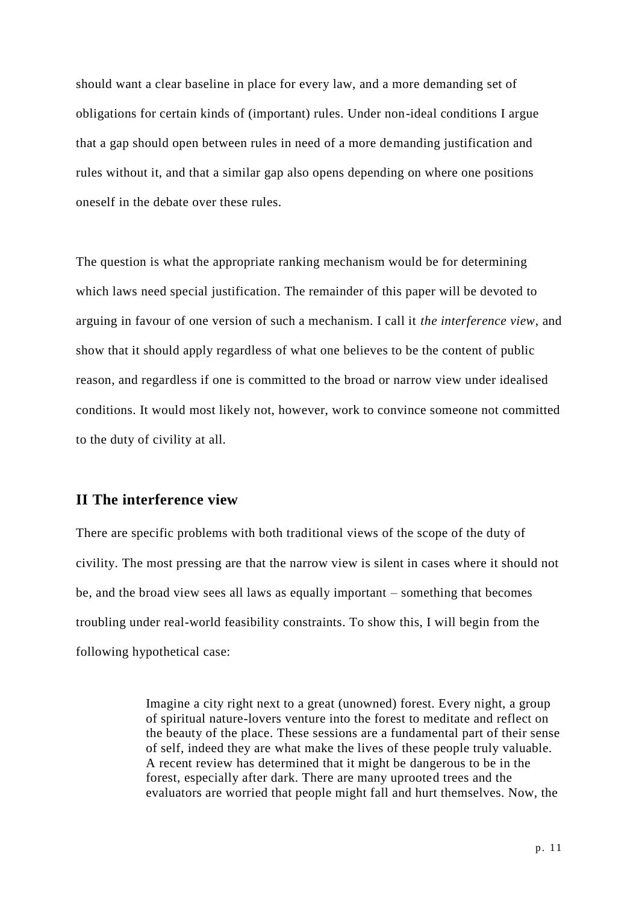should want a clear baseline in place for every law, and a more demanding set of obligations for certain kinds of (important) rules. Under non-ideal conditions I argue that a gap should open between rules in need of a more demanding justification and rules without it, and that a similar gap also opens depending on where one positions oneself in the debate over these rules.

The question is what the appropriate ranking mechanism would be for determining which laws need special justification. The remainder of this paper will be devoted to arguing in favour of one version of such a mechanism. I call it *the interference view*, and show that it should apply regardless of what one believes to be the content of public reason, and regardless if one is committed to the broad or narrow view under idealised conditions. It would most likely not, however, work to convince someone not committed to the duty of civility at all.

## II The interference view

There are specific problems with both traditional views of the scope of the duty of civility. The most pressing are that the narrow view is silent in cases where it should not be, and the broad view sees all laws as equally important – something that becomes troubling under real-world feasibility constraints. To show this, I will begin from the following hypothetical case:

> Imagine a city right next to a great (unowned) forest. Every night, a group of spiritual nature-lovers venture into the forest to meditate and reflect on the beauty of the place. These sessions are a fundamental part of their sense of self, indeed they are what make the lives of these people truly valuable. A recent review has determined that it might be dangerous to be in the forest, especially after dark. There are many uprooted trees and the evaluators are worried that people might fall and hurt themselves. Now, the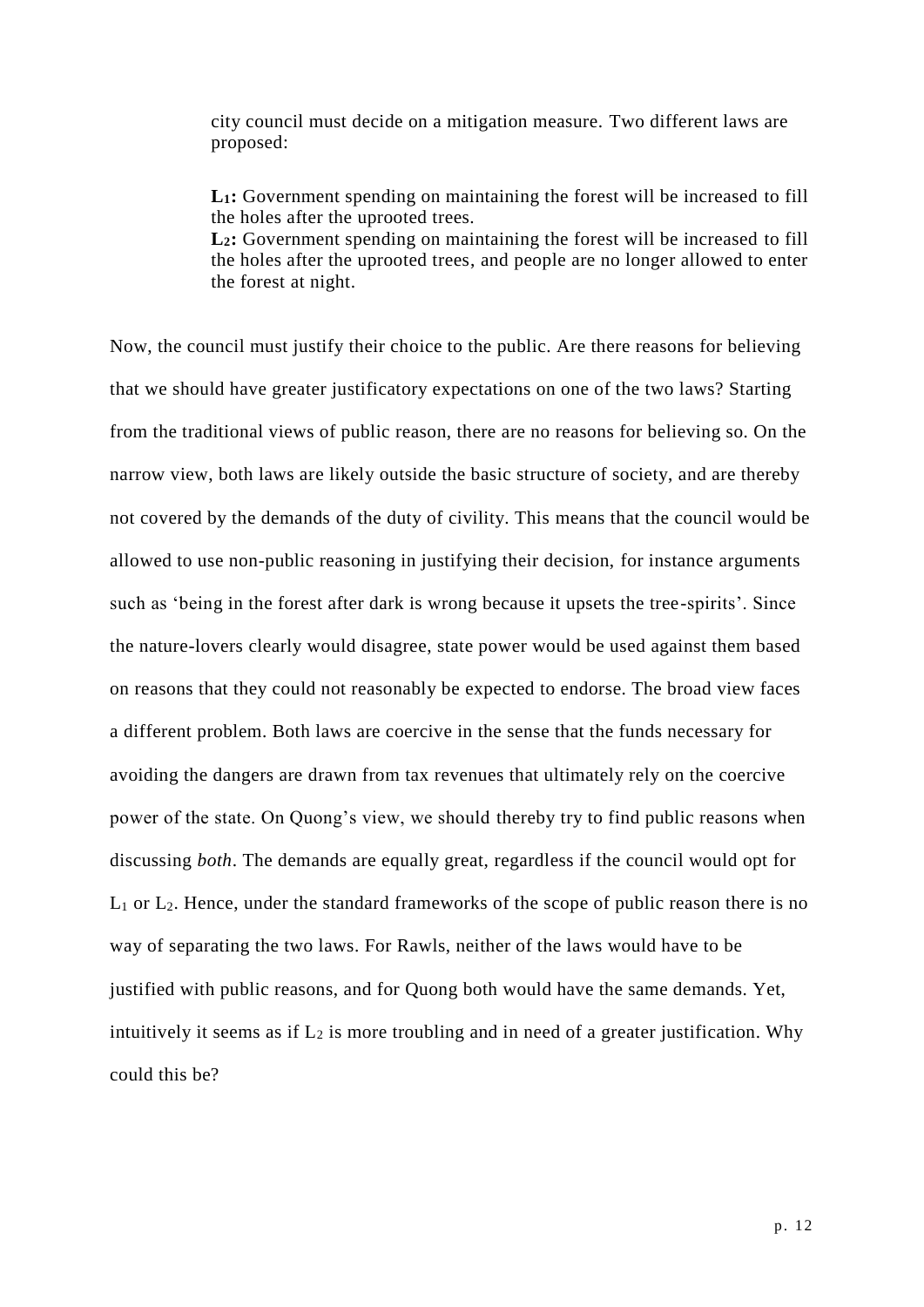city council must decide on a mitigation measure. Two different laws are proposed:

> **$L_1$:** Government spending on maintaining the forest will be increased to fill the holes after the uprooted trees.
> **$L_2$:** Government spending on maintaining the forest will be increased to fill the holes after the uprooted trees, and people are no longer allowed to enter the forest at night.

Now, the council must justify their choice to the public. Are there reasons for believing that we should have greater justificatory expectations on one of the two laws? Starting from the traditional views of public reason, there are no reasons for believing so. On the narrow view, both laws are likely outside the basic structure of society, and are thereby not covered by the demands of the duty of civility. This means that the council would be allowed to use non-public reasoning in justifying their decision, for instance arguments such as 'being in the forest after dark is wrong because it upsets the tree-spirits'. Since the nature-lovers clearly would disagree, state power would be used against them based on reasons that they could not reasonably be expected to endorse. The broad view faces a different problem. Both laws are coercive in the sense that the funds necessary for avoiding the dangers are drawn from tax revenues that ultimately rely on the coercive power of the state. On Quong's view, we should thereby try to find public reasons when discussing *both*. The demands are equally great, regardless if the council would opt for $L_1$ or $L_2$. Hence, under the standard frameworks of the scope of public reason there is no way of separating the two laws. For Rawls, neither of the laws would have to be justified with public reasons, and for Quong both would have the same demands. Yet, intuitively it seems as if $L_2$ is more troubling and in need of a greater justification. Why could this be?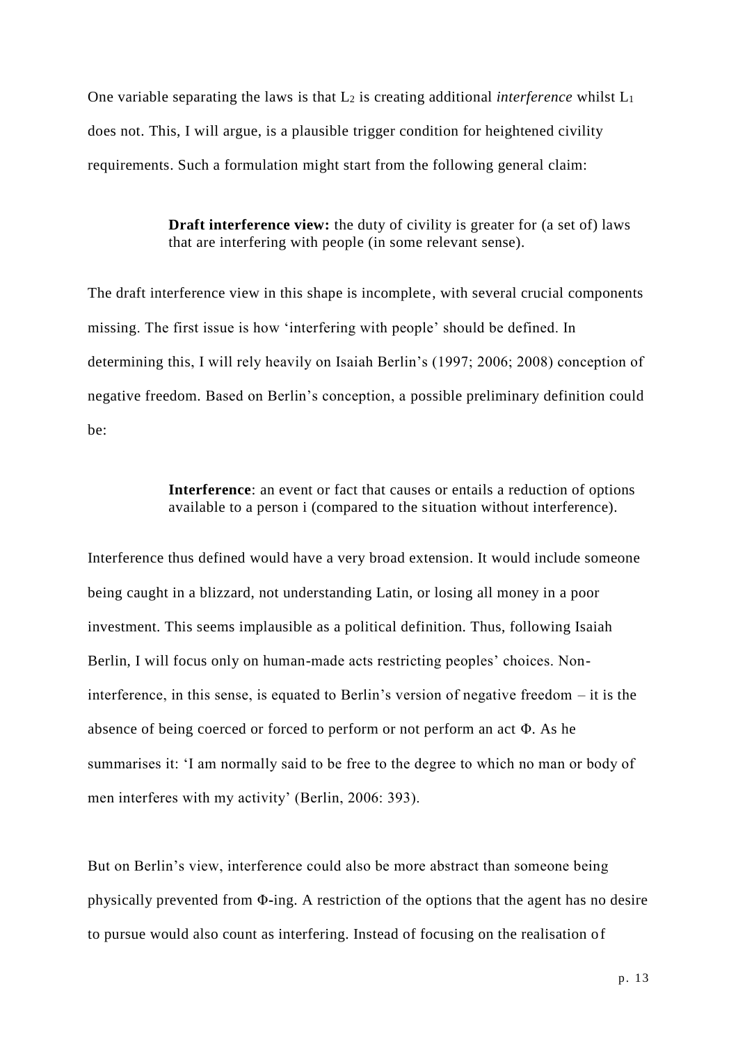One variable separating the laws is that $L_2$ is creating additional *interference* whilst $L_1$ does not. This, I will argue, is a plausible trigger condition for heightened civility requirements. Such a formulation might start from the following general claim:

> **Draft interference view:** the duty of civility is greater for (a set of) laws that are interfering with people (in some relevant sense).

The draft interference view in this shape is incomplete, with several crucial components missing. The first issue is how 'interfering with people' should be defined. In determining this, I will rely heavily on Isaiah Berlin's (1997; 2006; 2008) conception of negative freedom. Based on Berlin's conception, a possible preliminary definition could be:

> **Interference**: an event or fact that causes or entails a reduction of options available to a person i (compared to the situation without interference).

Interference thus defined would have a very broad extension. It would include someone being caught in a blizzard, not understanding Latin, or losing all money in a poor investment. This seems implausible as a political definition. Thus, following Isaiah Berlin, I will focus only on human-made acts restricting peoples' choices. Non-interference, in this sense, is equated to Berlin's version of negative freedom – it is the absence of being coerced or forced to perform or not perform an act Φ. As he summarises it: 'I am normally said to be free to the degree to which no man or body of men interferes with my activity' (Berlin, 2006: 393).

But on Berlin's view, interference could also be more abstract than someone being physically prevented from Φ-ing. A restriction of the options that the agent has no desire to pursue would also count as interfering. Instead of focusing on the realisation of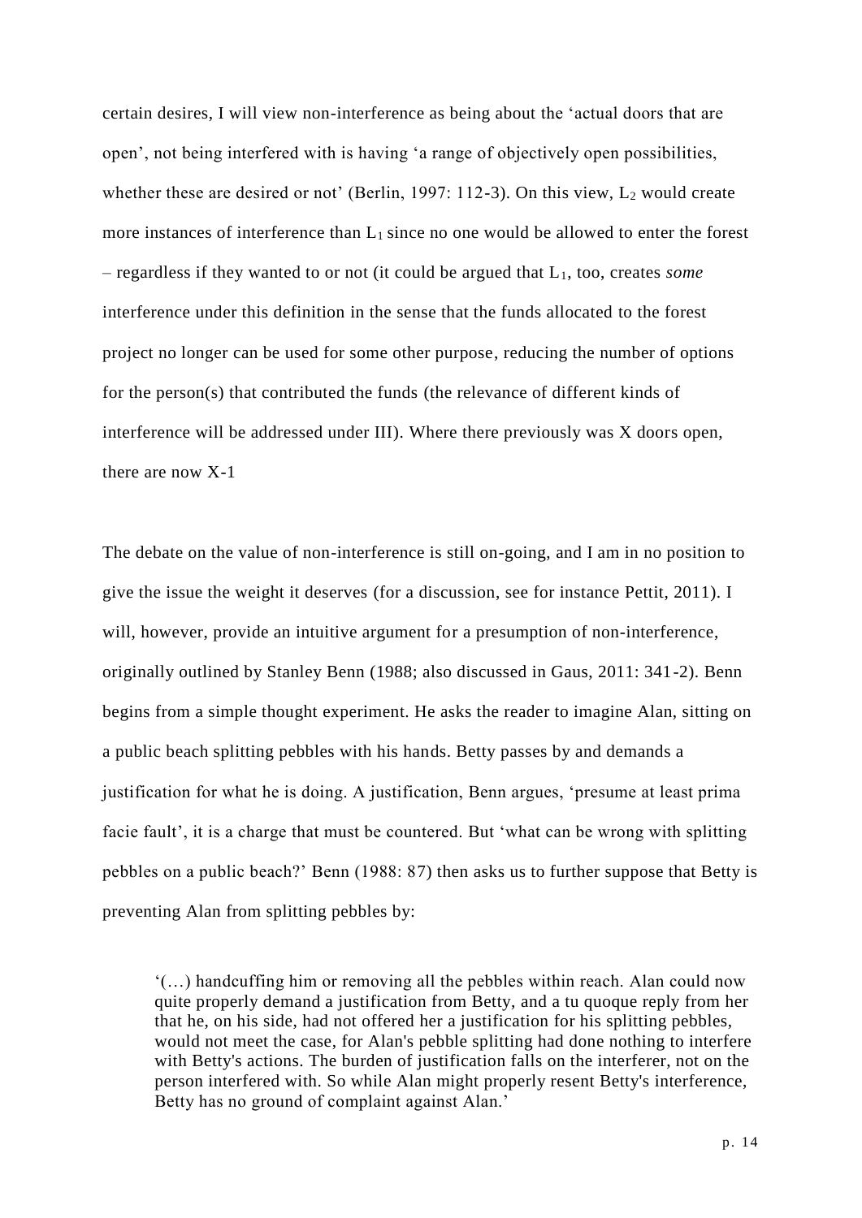certain desires, I will view non-interference as being about the 'actual doors that are open', not being interfered with is having 'a range of objectively open possibilities, whether these are desired or not' (Berlin, 1997: 112-3). On this view, $L_2$ would create more instances of interference than $L_1$ since no one would be allowed to enter the forest – regardless if they wanted to or not (it could be argued that $L_1$, too, creates *some* interference under this definition in the sense that the funds allocated to the forest project no longer can be used for some other purpose, reducing the number of options for the person(s) that contributed the funds (the relevance of different kinds of interference will be addressed under III). Where there previously was X doors open, there are now X-1

The debate on the value of non-interference is still on-going, and I am in no position to give the issue the weight it deserves (for a discussion, see for instance Pettit, 2011). I will, however, provide an intuitive argument for a presumption of non-interference, originally outlined by Stanley Benn (1988; also discussed in Gaus, 2011: 341-2). Benn begins from a simple thought experiment. He asks the reader to imagine Alan, sitting on a public beach splitting pebbles with his hands. Betty passes by and demands a justification for what he is doing. A justification, Benn argues, 'presume at least prima facie fault', it is a charge that must be countered. But 'what can be wrong with splitting pebbles on a public beach?' Benn (1988: 87) then asks us to further suppose that Betty is preventing Alan from splitting pebbles by:

> '(…) handcuffing him or removing all the pebbles within reach. Alan could now quite properly demand a justification from Betty, and a tu quoque reply from her that he, on his side, had not offered her a justification for his splitting pebbles, would not meet the case, for Alan's pebble splitting had done nothing to interfere with Betty's actions. The burden of justification falls on the interferer, not on the person interfered with. So while Alan might properly resent Betty's interference, Betty has no ground of complaint against Alan.'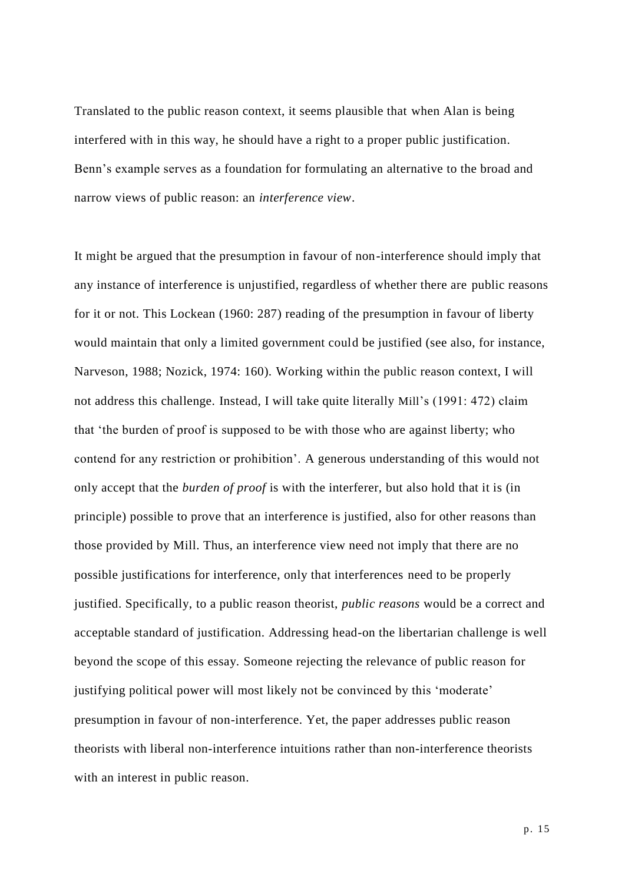Translated to the public reason context, it seems plausible that when Alan is being interfered with in this way, he should have a right to a proper public justification. Benn's example serves as a foundation for formulating an alternative to the broad and narrow views of public reason: an *interference view*.

It might be argued that the presumption in favour of non-interference should imply that any instance of interference is unjustified, regardless of whether there are public reasons for it or not. This Lockean (1960: 287) reading of the presumption in favour of liberty would maintain that only a limited government could be justified (see also, for instance, Narveson, 1988; Nozick, 1974: 160). Working within the public reason context, I will not address this challenge. Instead, I will take quite literally Mill's (1991: 472) claim that 'the burden of proof is supposed to be with those who are against liberty; who contend for any restriction or prohibition'. A generous understanding of this would not only accept that the *burden of proof* is with the interferer, but also hold that it is (in principle) possible to prove that an interference is justified, also for other reasons than those provided by Mill. Thus, an interference view need not imply that there are no possible justifications for interference, only that interferences need to be properly justified. Specifically, to a public reason theorist, *public reasons* would be a correct and acceptable standard of justification. Addressing head-on the libertarian challenge is well beyond the scope of this essay. Someone rejecting the relevance of public reason for justifying political power will most likely not be convinced by this 'moderate' presumption in favour of non-interference. Yet, the paper addresses public reason theorists with liberal non-interference intuitions rather than non-interference theorists with an interest in public reason.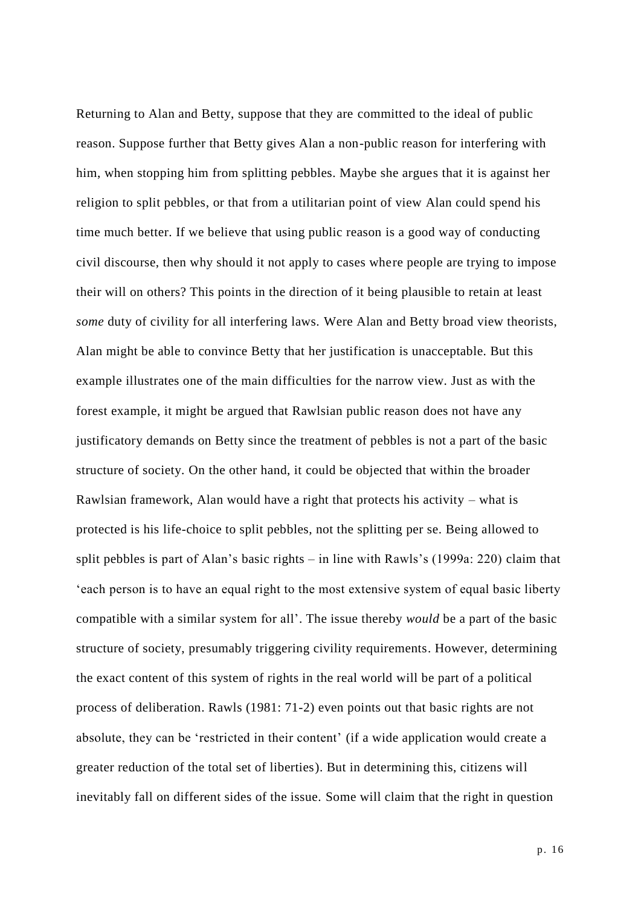Returning to Alan and Betty, suppose that they are committed to the ideal of public reason. Suppose further that Betty gives Alan a non-public reason for interfering with him, when stopping him from splitting pebbles. Maybe she argues that it is against her religion to split pebbles, or that from a utilitarian point of view Alan could spend his time much better. If we believe that using public reason is a good way of conducting civil discourse, then why should it not apply to cases where people are trying to impose their will on others? This points in the direction of it being plausible to retain at least *some* duty of civility for all interfering laws. Were Alan and Betty broad view theorists, Alan might be able to convince Betty that her justification is unacceptable. But this example illustrates one of the main difficulties for the narrow view. Just as with the forest example, it might be argued that Rawlsian public reason does not have any justificatory demands on Betty since the treatment of pebbles is not a part of the basic structure of society. On the other hand, it could be objected that within the broader Rawlsian framework, Alan would have a right that protects his activity – what is protected is his life-choice to split pebbles, not the splitting per se. Being allowed to split pebbles is part of Alan's basic rights – in line with Rawls's (1999a: 220) claim that 'each person is to have an equal right to the most extensive system of equal basic liberty compatible with a similar system for all'. The issue thereby *would* be a part of the basic structure of society, presumably triggering civility requirements. However, determining the exact content of this system of rights in the real world will be part of a political process of deliberation. Rawls (1981: 71-2) even points out that basic rights are not absolute, they can be 'restricted in their content' (if a wide application would create a greater reduction of the total set of liberties). But in determining this, citizens will inevitably fall on different sides of the issue. Some will claim that the right in question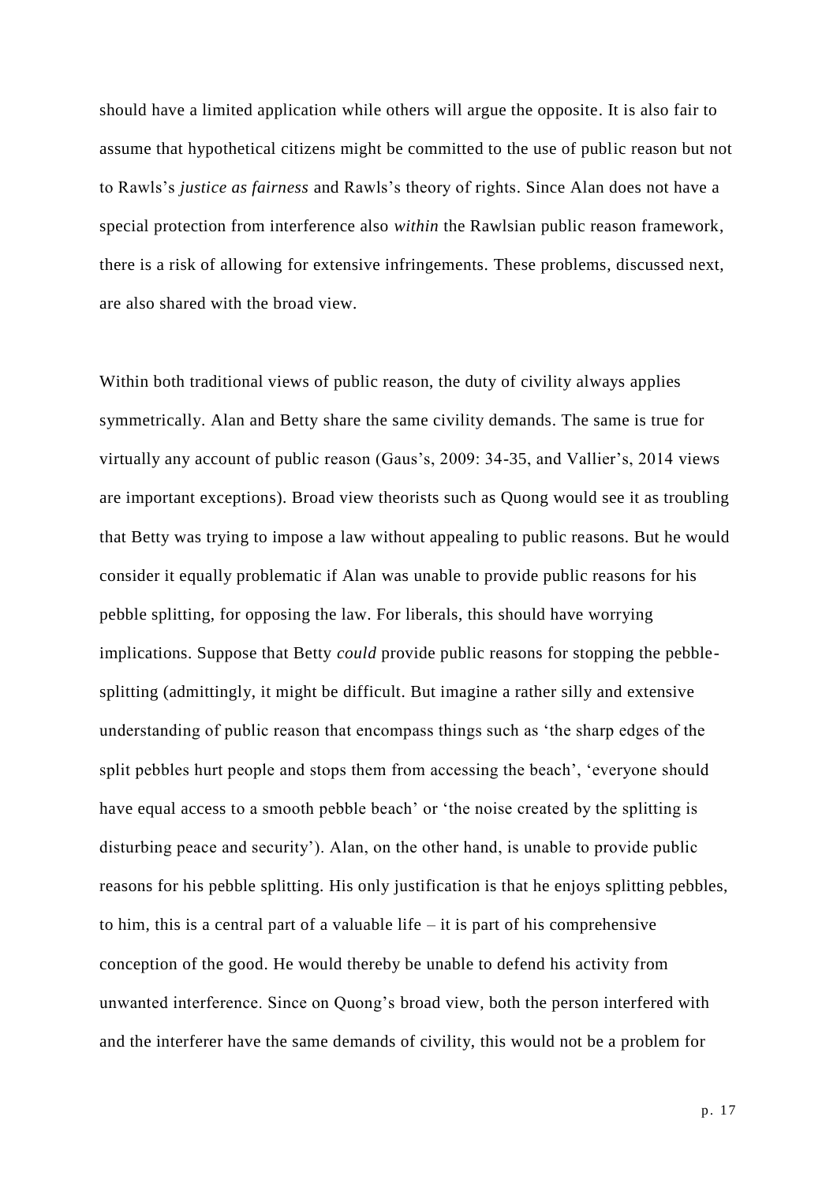should have a limited application while others will argue the opposite. It is also fair to assume that hypothetical citizens might be committed to the use of public reason but not to Rawls's *justice as fairness* and Rawls's theory of rights. Since Alan does not have a special protection from interference also *within* the Rawlsian public reason framework, there is a risk of allowing for extensive infringements. These problems, discussed next, are also shared with the broad view.

Within both traditional views of public reason, the duty of civility always applies symmetrically. Alan and Betty share the same civility demands. The same is true for virtually any account of public reason (Gaus's, 2009: 34-35, and Vallier's, 2014 views are important exceptions). Broad view theorists such as Quong would see it as troubling that Betty was trying to impose a law without appealing to public reasons. But he would consider it equally problematic if Alan was unable to provide public reasons for his pebble splitting, for opposing the law. For liberals, this should have worrying implications. Suppose that Betty *could* provide public reasons for stopping the pebble-splitting (admittingly, it might be difficult. But imagine a rather silly and extensive understanding of public reason that encompass things such as 'the sharp edges of the split pebbles hurt people and stops them from accessing the beach', 'everyone should have equal access to a smooth pebble beach' or 'the noise created by the splitting is disturbing peace and security'). Alan, on the other hand, is unable to provide public reasons for his pebble splitting. His only justification is that he enjoys splitting pebbles, to him, this is a central part of a valuable life – it is part of his comprehensive conception of the good. He would thereby be unable to defend his activity from unwanted interference. Since on Quong's broad view, both the person interfered with and the interferer have the same demands of civility, this would not be a problem for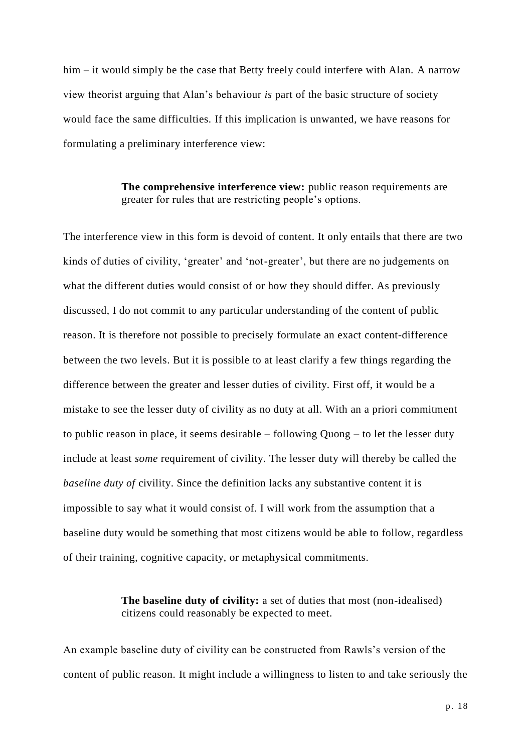him – it would simply be the case that Betty freely could interfere with Alan. A narrow view theorist arguing that Alan's behaviour *is* part of the basic structure of society would face the same difficulties. If this implication is unwanted, we have reasons for formulating a preliminary interference view:

> **The comprehensive interference view:** public reason requirements are greater for rules that are restricting people's options.

The interference view in this form is devoid of content. It only entails that there are two kinds of duties of civility, 'greater' and 'not-greater', but there are no judgements on what the different duties would consist of or how they should differ. As previously discussed, I do not commit to any particular understanding of the content of public reason. It is therefore not possible to precisely formulate an exact content-difference between the two levels. But it is possible to at least clarify a few things regarding the difference between the greater and lesser duties of civility. First off, it would be a mistake to see the lesser duty of civility as no duty at all. With an a priori commitment to public reason in place, it seems desirable – following Quong – to let the lesser duty include at least *some* requirement of civility. The lesser duty will thereby be called the *baseline duty of* civility. Since the definition lacks any substantive content it is impossible to say what it would consist of. I will work from the assumption that a baseline duty would be something that most citizens would be able to follow, regardless of their training, cognitive capacity, or metaphysical commitments.

> **The baseline duty of civility:** a set of duties that most (non-idealised) citizens could reasonably be expected to meet.

An example baseline duty of civility can be constructed from Rawls's version of the content of public reason. It might include a willingness to listen to and take seriously the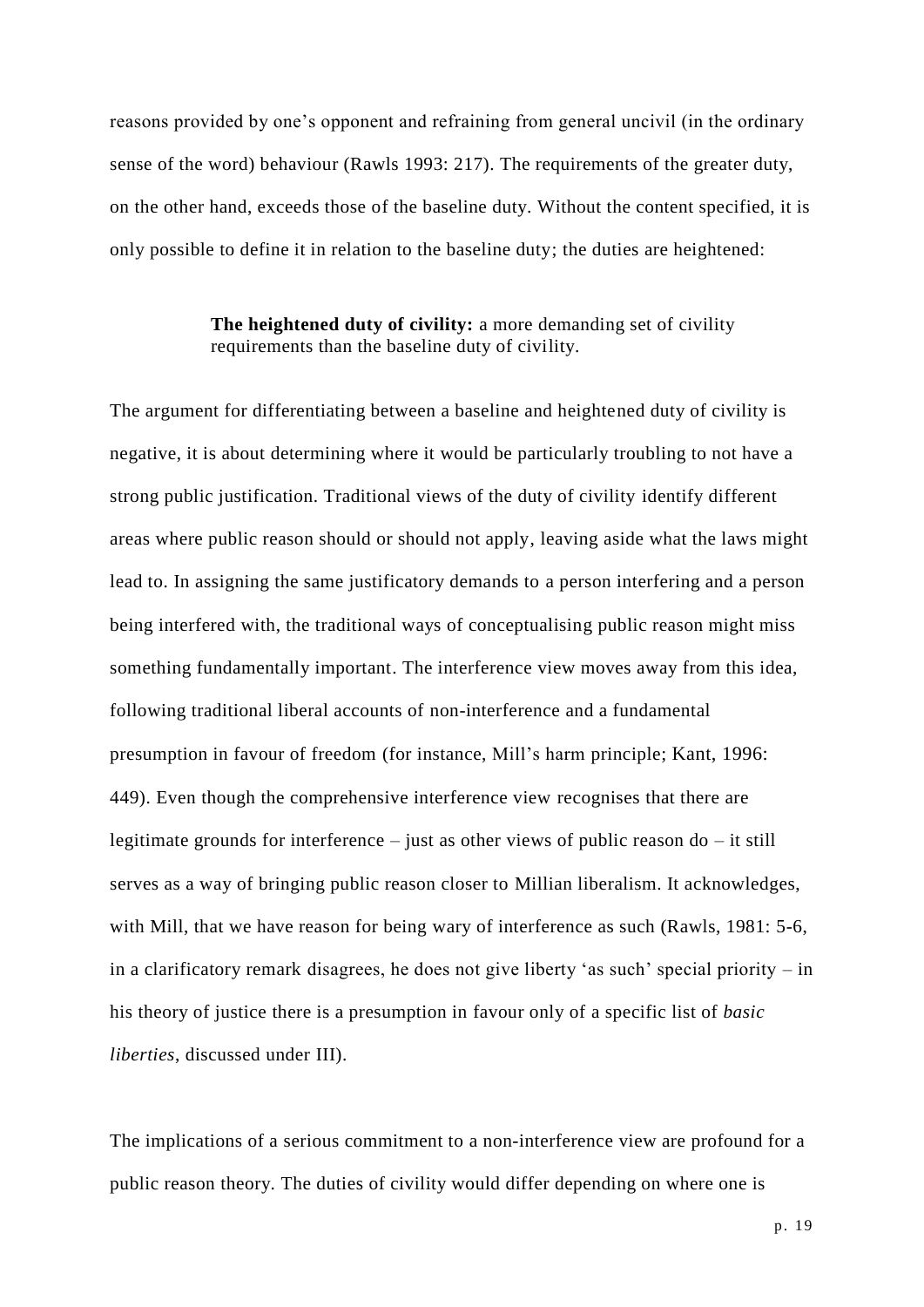reasons provided by one's opponent and refraining from general uncivil (in the ordinary sense of the word) behaviour (Rawls 1993: 217). The requirements of the greater duty, on the other hand, exceeds those of the baseline duty. Without the content specified, it is only possible to define it in relation to the baseline duty; the duties are heightened:

> **The heightened duty of civility:** a more demanding set of civility requirements than the baseline duty of civility.

The argument for differentiating between a baseline and heightened duty of civility is negative, it is about determining where it would be particularly troubling to not have a strong public justification. Traditional views of the duty of civility identify different areas where public reason should or should not apply, leaving aside what the laws might lead to. In assigning the same justificatory demands to a person interfering and a person being interfered with, the traditional ways of conceptualising public reason might miss something fundamentally important. The interference view moves away from this idea, following traditional liberal accounts of non-interference and a fundamental presumption in favour of freedom (for instance, Mill's harm principle; Kant, 1996: 449). Even though the comprehensive interference view recognises that there are legitimate grounds for interference – just as other views of public reason do – it still serves as a way of bringing public reason closer to Millian liberalism. It acknowledges, with Mill, that we have reason for being wary of interference as such (Rawls, 1981: 5-6, in a clarificatory remark disagrees, he does not give liberty 'as such' special priority – in his theory of justice there is a presumption in favour only of a specific list of *basic liberties*, discussed under III).

The implications of a serious commitment to a non-interference view are profound for a public reason theory. The duties of civility would differ depending on where one is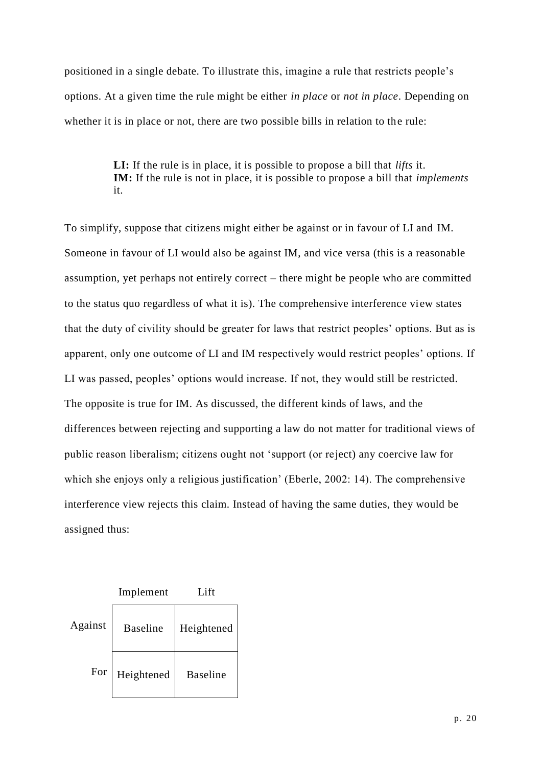positioned in a single debate. To illustrate this, imagine a rule that restricts people's options. At a given time the rule might be either *in place* or *not in place*. Depending on whether it is in place or not, there are two possible bills in relation to the rule:

> **LI:** If the rule is in place, it is possible to propose a bill that *lifts* it.
> **IM:** If the rule is not in place, it is possible to propose a bill that *implements* it.

To simplify, suppose that citizens might either be against or in favour of LI and IM. Someone in favour of LI would also be against IM, and vice versa (this is a reasonable assumption, yet perhaps not entirely correct – there might be people who are committed to the status quo regardless of what it is). The comprehensive interference view states that the duty of civility should be greater for laws that restrict peoples' options. But as is apparent, only one outcome of LI and IM respectively would restrict peoples' options. If LI was passed, peoples' options would increase. If not, they would still be restricted. The opposite is true for IM. As discussed, the different kinds of laws, and the differences between rejecting and supporting a law do not matter for traditional views of public reason liberalism; citizens ought not 'support (or reject) any coercive law for which she enjoys only a religious justification' (Eberle, 2002: 14). The comprehensive interference view rejects this claim. Instead of having the same duties, they would be assigned thus:

| | Implement | Lift |
|---|---|---|
| Against | Baseline | Heightened |
| For | Heightened | Baseline |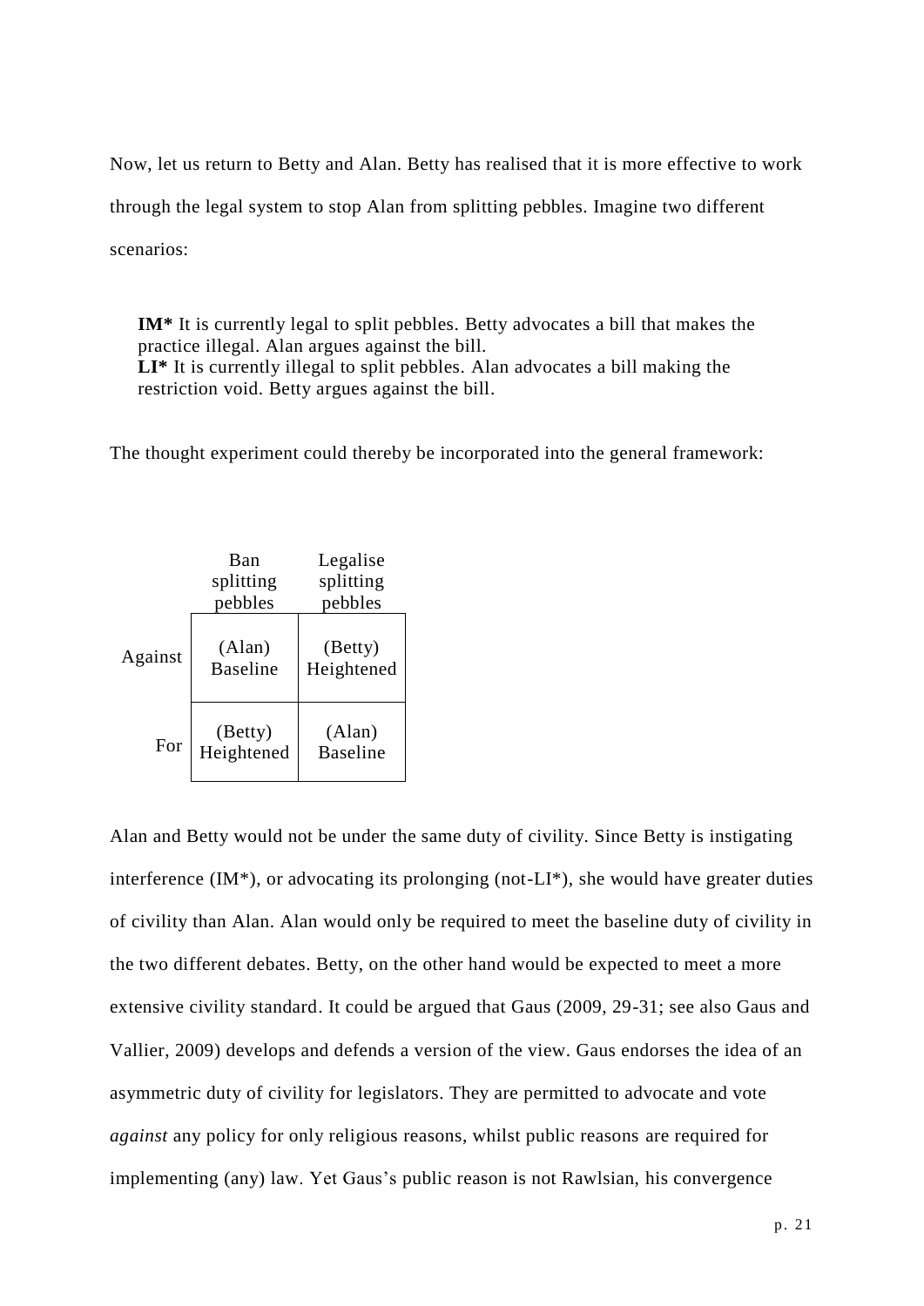Now, let us return to Betty and Alan. Betty has realised that it is more effective to work through the legal system to stop Alan from splitting pebbles. Imagine two different scenarios:

> **IM*** It is currently legal to split pebbles. Betty advocates a bill that makes the practice illegal. Alan argues against the bill.
> **LI*** It is currently illegal to split pebbles. Alan advocates a bill making the restriction void. Betty argues against the bill.

The thought experiment could thereby be incorporated into the general framework:

| | Ban splitting pebbles | Legalise splitting pebbles |
|---|---|---|
| Against | (Alan) Baseline | (Betty) Heightened |
| For | (Betty) Heightened | (Alan) Baseline |

Alan and Betty would not be under the same duty of civility. Since Betty is instigating interference (IM*), or advocating its prolonging (not-LI*), she would have greater duties of civility than Alan. Alan would only be required to meet the baseline duty of civility in the two different debates. Betty, on the other hand would be expected to meet a more extensive civility standard. It could be argued that Gaus (2009, 29-31; see also Gaus and Vallier, 2009) develops and defends a version of the view. Gaus endorses the idea of an asymmetric duty of civility for legislators. They are permitted to advocate and vote *against* any policy for only religious reasons, whilst public reasons are required for implementing (any) law. Yet Gaus's public reason is not Rawlsian, his convergence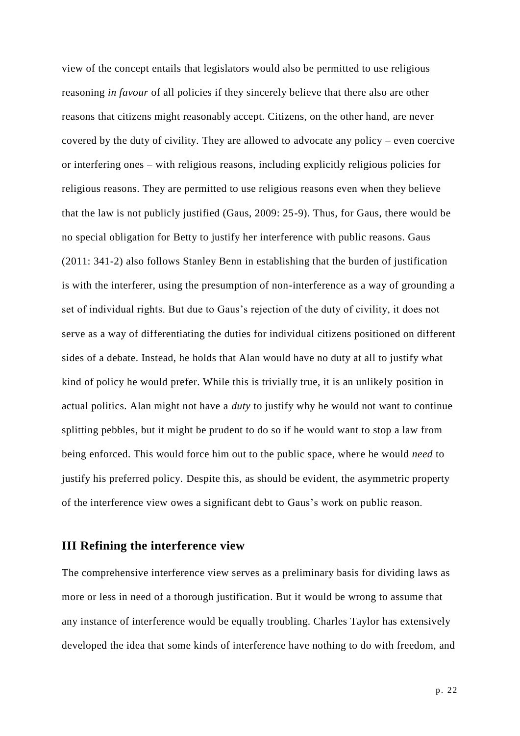view of the concept entails that legislators would also be permitted to use religious reasoning *in favour* of all policies if they sincerely believe that there also are other reasons that citizens might reasonably accept. Citizens, on the other hand, are never covered by the duty of civility. They are allowed to advocate any policy – even coercive or interfering ones – with religious reasons, including explicitly religious policies for religious reasons. They are permitted to use religious reasons even when they believe that the law is not publicly justified (Gaus, 2009: 25-9). Thus, for Gaus, there would be no special obligation for Betty to justify her interference with public reasons. Gaus (2011: 341-2) also follows Stanley Benn in establishing that the burden of justification is with the interferer, using the presumption of non-interference as a way of grounding a set of individual rights. But due to Gaus's rejection of the duty of civility, it does not serve as a way of differentiating the duties for individual citizens positioned on different sides of a debate. Instead, he holds that Alan would have no duty at all to justify what kind of policy he would prefer. While this is trivially true, it is an unlikely position in actual politics. Alan might not have a *duty* to justify why he would not want to continue splitting pebbles, but it might be prudent to do so if he would want to stop a law from being enforced. This would force him out to the public space, where he would *need* to justify his preferred policy. Despite this, as should be evident, the asymmetric property of the interference view owes a significant debt to Gaus's work on public reason.

## III Refining the interference view

The comprehensive interference view serves as a preliminary basis for dividing laws as more or less in need of a thorough justification. But it would be wrong to assume that any instance of interference would be equally troubling. Charles Taylor has extensively developed the idea that some kinds of interference have nothing to do with freedom, and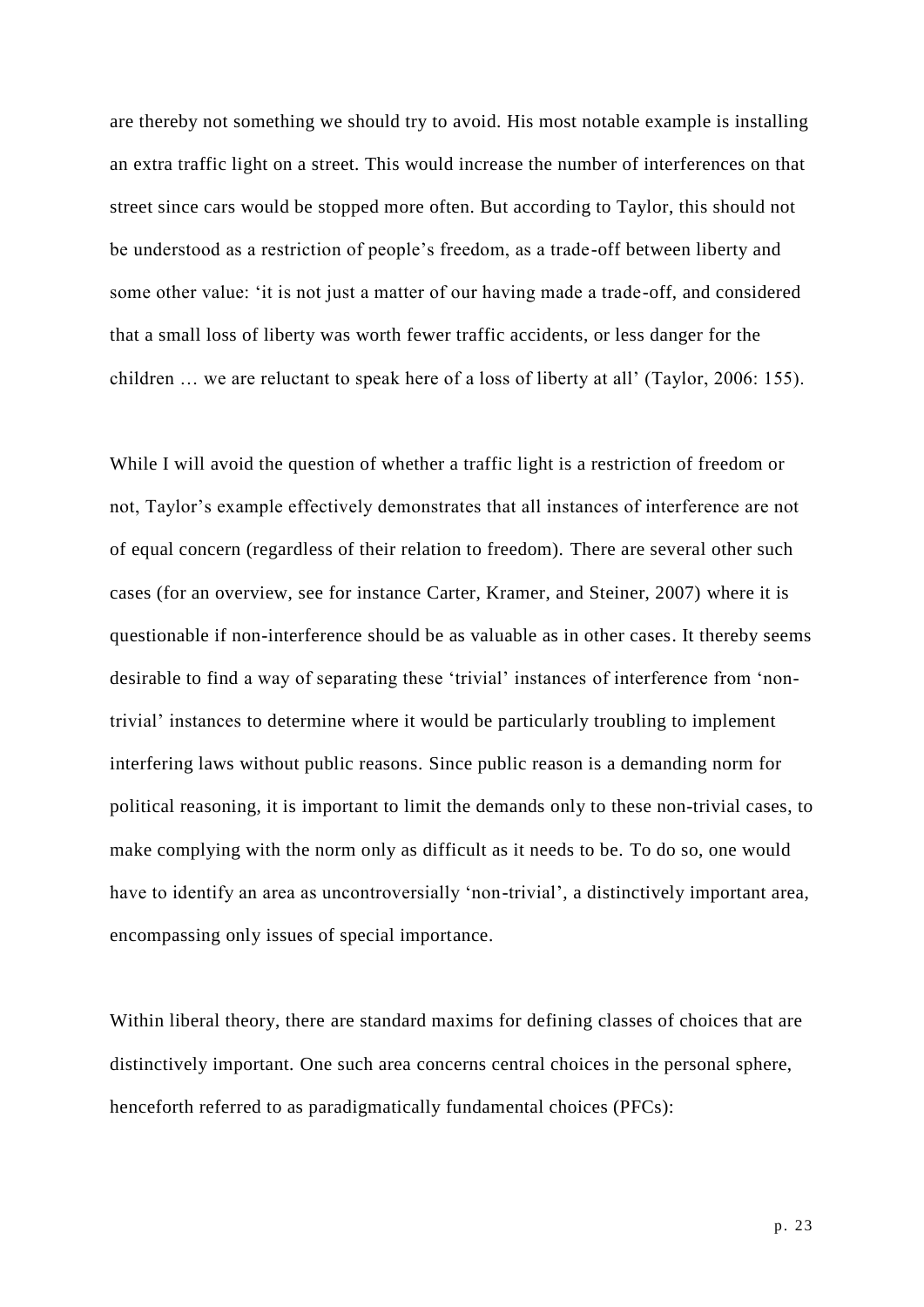are thereby not something we should try to avoid. His most notable example is installing an extra traffic light on a street. This would increase the number of interferences on that street since cars would be stopped more often. But according to Taylor, this should not be understood as a restriction of people's freedom, as a trade-off between liberty and some other value: 'it is not just a matter of our having made a trade-off, and considered that a small loss of liberty was worth fewer traffic accidents, or less danger for the children … we are reluctant to speak here of a loss of liberty at all' (Taylor, 2006: 155).

While I will avoid the question of whether a traffic light is a restriction of freedom or not, Taylor's example effectively demonstrates that all instances of interference are not of equal concern (regardless of their relation to freedom). There are several other such cases (for an overview, see for instance Carter, Kramer, and Steiner, 2007) where it is questionable if non-interference should be as valuable as in other cases. It thereby seems desirable to find a way of separating these 'trivial' instances of interference from 'non-trivial' instances to determine where it would be particularly troubling to implement interfering laws without public reasons. Since public reason is a demanding norm for political reasoning, it is important to limit the demands only to these non-trivial cases, to make complying with the norm only as difficult as it needs to be. To do so, one would have to identify an area as uncontroversially 'non-trivial', a distinctively important area, encompassing only issues of special importance.

Within liberal theory, there are standard maxims for defining classes of choices that are distinctively important. One such area concerns central choices in the personal sphere, henceforth referred to as paradigmatically fundamental choices (PFCs):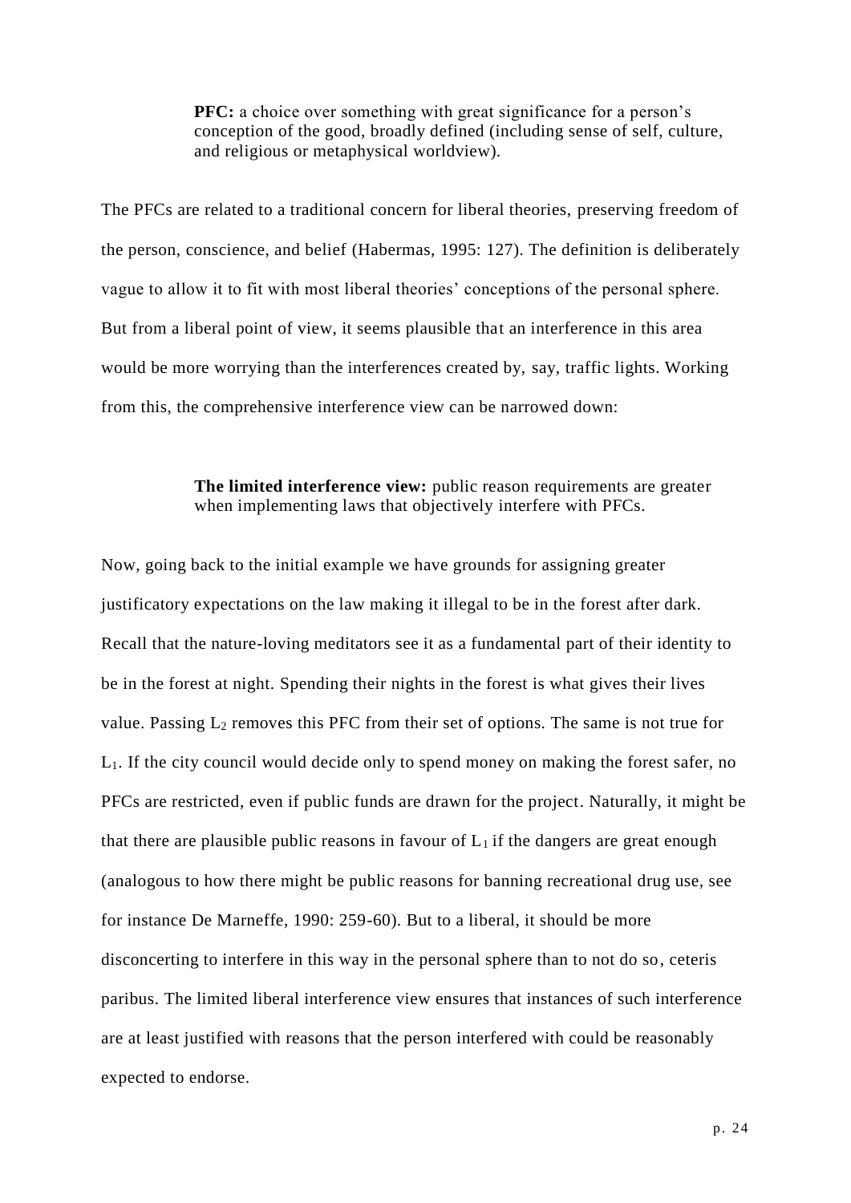> **PFC:** a choice over something with great significance for a person's conception of the good, broadly defined (including sense of self, culture, and religious or metaphysical worldview).

The PFCs are related to a traditional concern for liberal theories, preserving freedom of the person, conscience, and belief (Habermas, 1995: 127). The definition is deliberately vague to allow it to fit with most liberal theories' conceptions of the personal sphere. But from a liberal point of view, it seems plausible that an interference in this area would be more worrying than the interferences created by, say, traffic lights. Working from this, the comprehensive interference view can be narrowed down:

> **The limited interference view:** public reason requirements are greater when implementing laws that objectively interfere with PFCs.

Now, going back to the initial example we have grounds for assigning greater justificatory expectations on the law making it illegal to be in the forest after dark. Recall that the nature-loving meditators see it as a fundamental part of their identity to be in the forest at night. Spending their nights in the forest is what gives their lives value. Passing $L_2$ removes this PFC from their set of options. The same is not true for $L_1$. If the city council would decide only to spend money on making the forest safer, no PFCs are restricted, even if public funds are drawn for the project. Naturally, it might be that there are plausible public reasons in favour of $L_1$ if the dangers are great enough (analogous to how there might be public reasons for banning recreational drug use, see for instance De Marneffe, 1990: 259-60). But to a liberal, it should be more disconcerting to interfere in this way in the personal sphere than to not do so, ceteris paribus. The limited liberal interference view ensures that instances of such interference are at least justified with reasons that the person interfered with could be reasonably expected to endorse.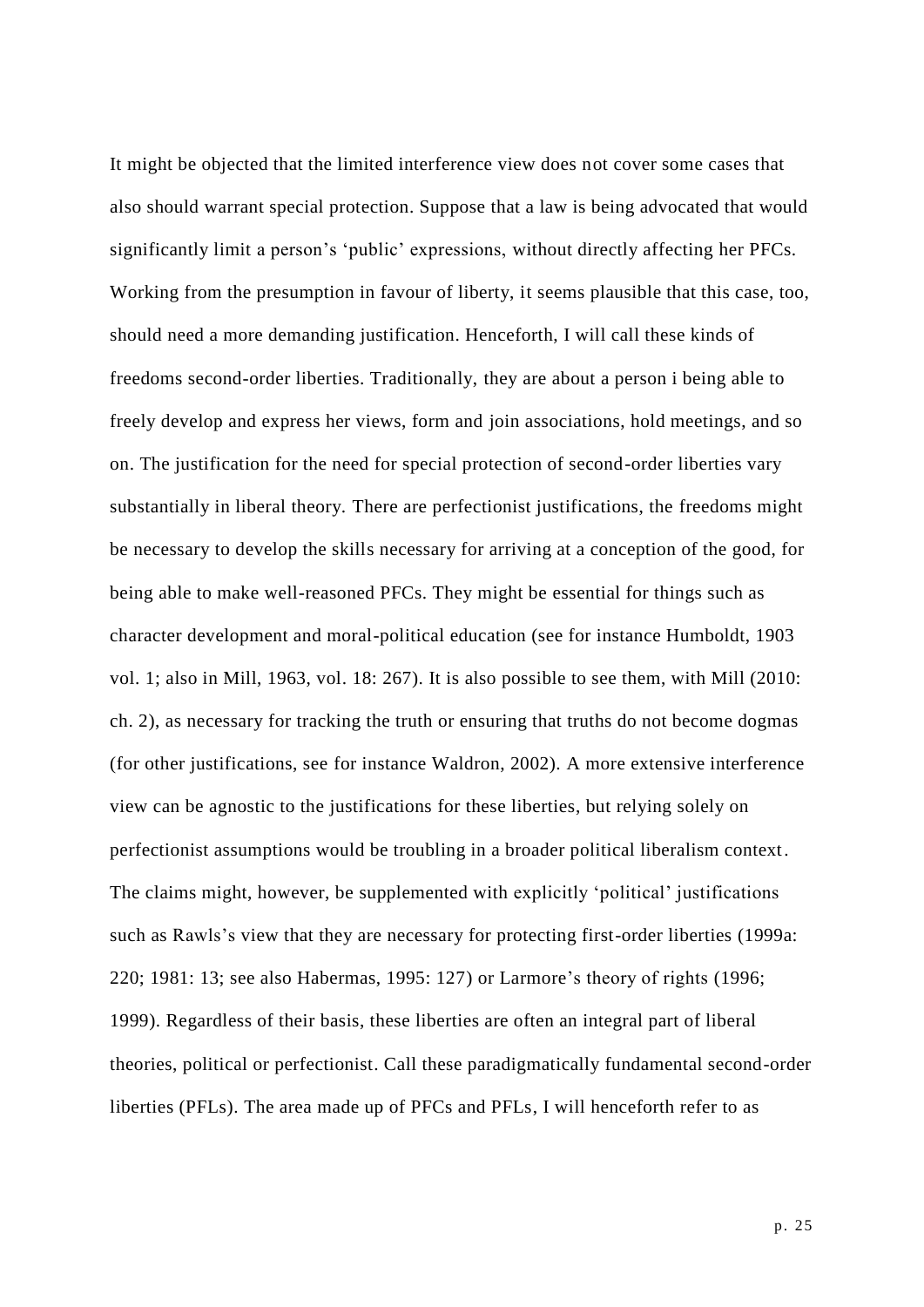It might be objected that the limited interference view does not cover some cases that also should warrant special protection. Suppose that a law is being advocated that would significantly limit a person's 'public' expressions, without directly affecting her PFCs. Working from the presumption in favour of liberty, it seems plausible that this case, too, should need a more demanding justification. Henceforth, I will call these kinds of freedoms second-order liberties. Traditionally, they are about a person i being able to freely develop and express her views, form and join associations, hold meetings, and so on. The justification for the need for special protection of second-order liberties vary substantially in liberal theory. There are perfectionist justifications, the freedoms might be necessary to develop the skills necessary for arriving at a conception of the good, for being able to make well-reasoned PFCs. They might be essential for things such as character development and moral-political education (see for instance Humboldt, 1903 vol. 1; also in Mill, 1963, vol. 18: 267). It is also possible to see them, with Mill (2010: ch. 2), as necessary for tracking the truth or ensuring that truths do not become dogmas (for other justifications, see for instance Waldron, 2002). A more extensive interference view can be agnostic to the justifications for these liberties, but relying solely on perfectionist assumptions would be troubling in a broader political liberalism context. The claims might, however, be supplemented with explicitly 'political' justifications such as Rawls's view that they are necessary for protecting first-order liberties (1999a: 220; 1981: 13; see also Habermas, 1995: 127) or Larmore's theory of rights (1996; 1999). Regardless of their basis, these liberties are often an integral part of liberal theories, political or perfectionist. Call these paradigmatically fundamental second-order liberties (PFLs). The area made up of PFCs and PFLs, I will henceforth refer to as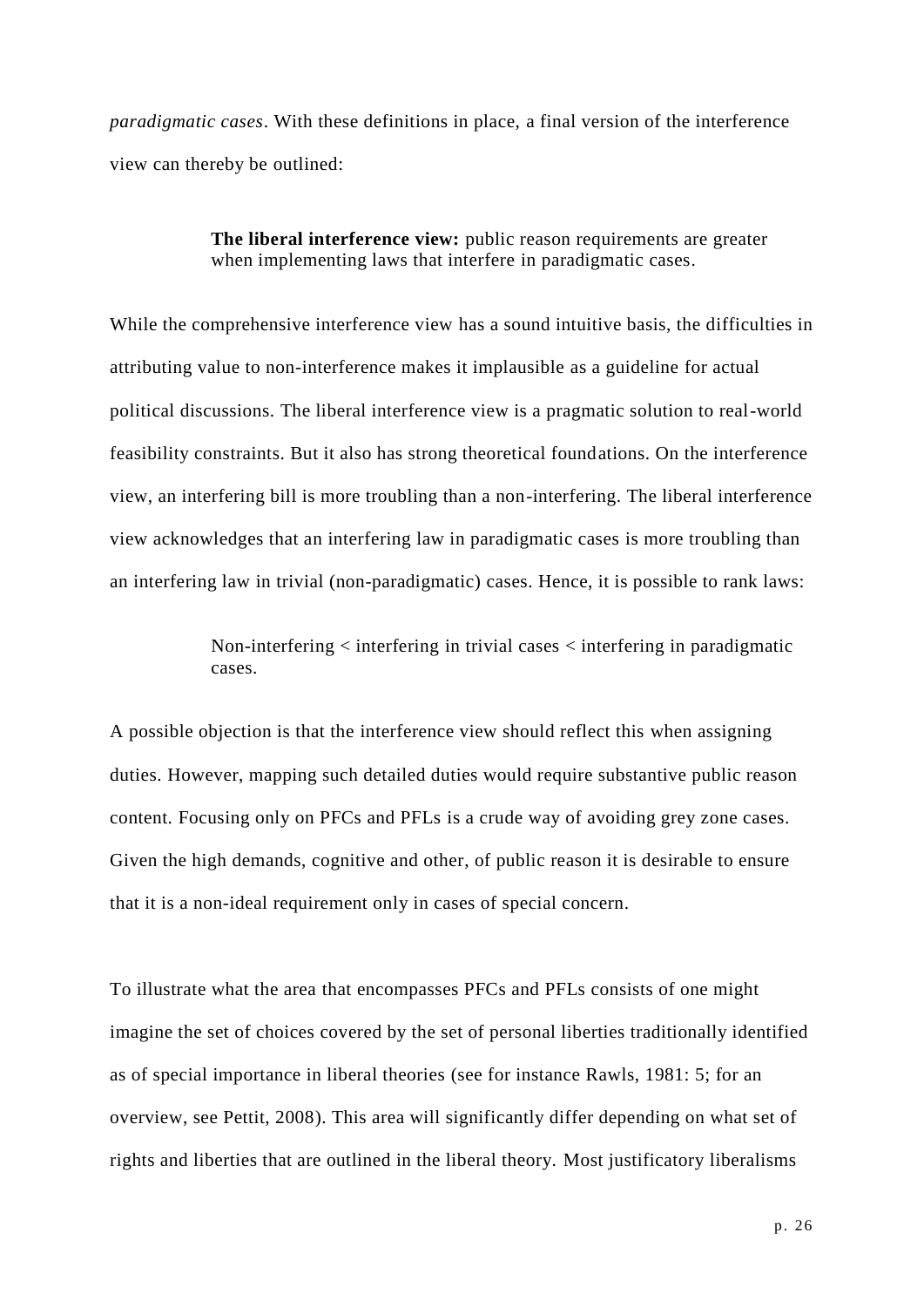*paradigmatic cases*. With these definitions in place, a final version of the interference view can thereby be outlined:

> **The liberal interference view:** public reason requirements are greater when implementing laws that interfere in paradigmatic cases.

While the comprehensive interference view has a sound intuitive basis, the difficulties in attributing value to non-interference makes it implausible as a guideline for actual political discussions. The liberal interference view is a pragmatic solution to real-world feasibility constraints. But it also has strong theoretical foundations. On the interference view, an interfering bill is more troubling than a non-interfering. The liberal interference view acknowledges that an interfering law in paradigmatic cases is more troubling than an interfering law in trivial (non-paradigmatic) cases. Hence, it is possible to rank laws:

> Non-interfering < interfering in trivial cases < interfering in paradigmatic cases.

A possible objection is that the interference view should reflect this when assigning duties. However, mapping such detailed duties would require substantive public reason content. Focusing only on PFCs and PFLs is a crude way of avoiding grey zone cases. Given the high demands, cognitive and other, of public reason it is desirable to ensure that it is a non-ideal requirement only in cases of special concern.

To illustrate what the area that encompasses PFCs and PFLs consists of one might imagine the set of choices covered by the set of personal liberties traditionally identified as of special importance in liberal theories (see for instance Rawls, 1981: 5; for an overview, see Pettit, 2008). This area will significantly differ depending on what set of rights and liberties that are outlined in the liberal theory. Most justificatory liberalisms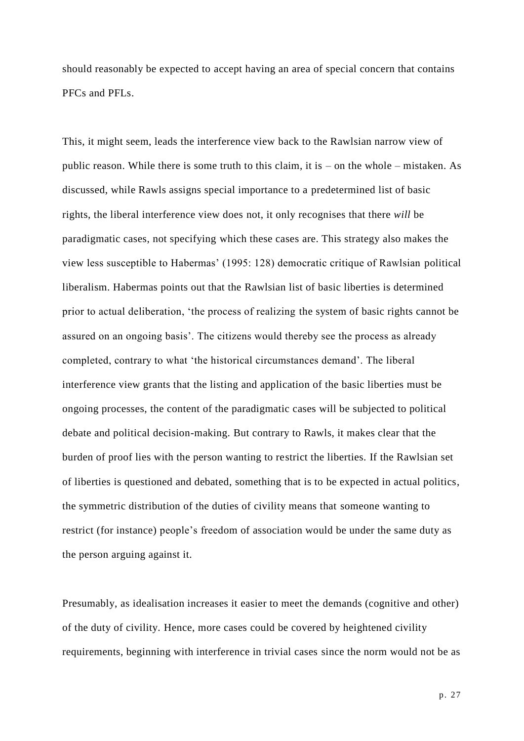should reasonably be expected to accept having an area of special concern that contains PFCs and PFLs.

This, it might seem, leads the interference view back to the Rawlsian narrow view of public reason. While there is some truth to this claim, it is – on the whole – mistaken. As discussed, while Rawls assigns special importance to a predetermined list of basic rights, the liberal interference view does not, it only recognises that there *will* be paradigmatic cases, not specifying which these cases are. This strategy also makes the view less susceptible to Habermas' (1995: 128) democratic critique of Rawlsian political liberalism. Habermas points out that the Rawlsian list of basic liberties is determined prior to actual deliberation, 'the process of realizing the system of basic rights cannot be assured on an ongoing basis'. The citizens would thereby see the process as already completed, contrary to what 'the historical circumstances demand'. The liberal interference view grants that the listing and application of the basic liberties must be ongoing processes, the content of the paradigmatic cases will be subjected to political debate and political decision-making. But contrary to Rawls, it makes clear that the burden of proof lies with the person wanting to restrict the liberties. If the Rawlsian set of liberties is questioned and debated, something that is to be expected in actual politics, the symmetric distribution of the duties of civility means that someone wanting to restrict (for instance) people's freedom of association would be under the same duty as the person arguing against it.

Presumably, as idealisation increases it easier to meet the demands (cognitive and other) of the duty of civility. Hence, more cases could be covered by heightened civility requirements, beginning with interference in trivial cases since the norm would not be as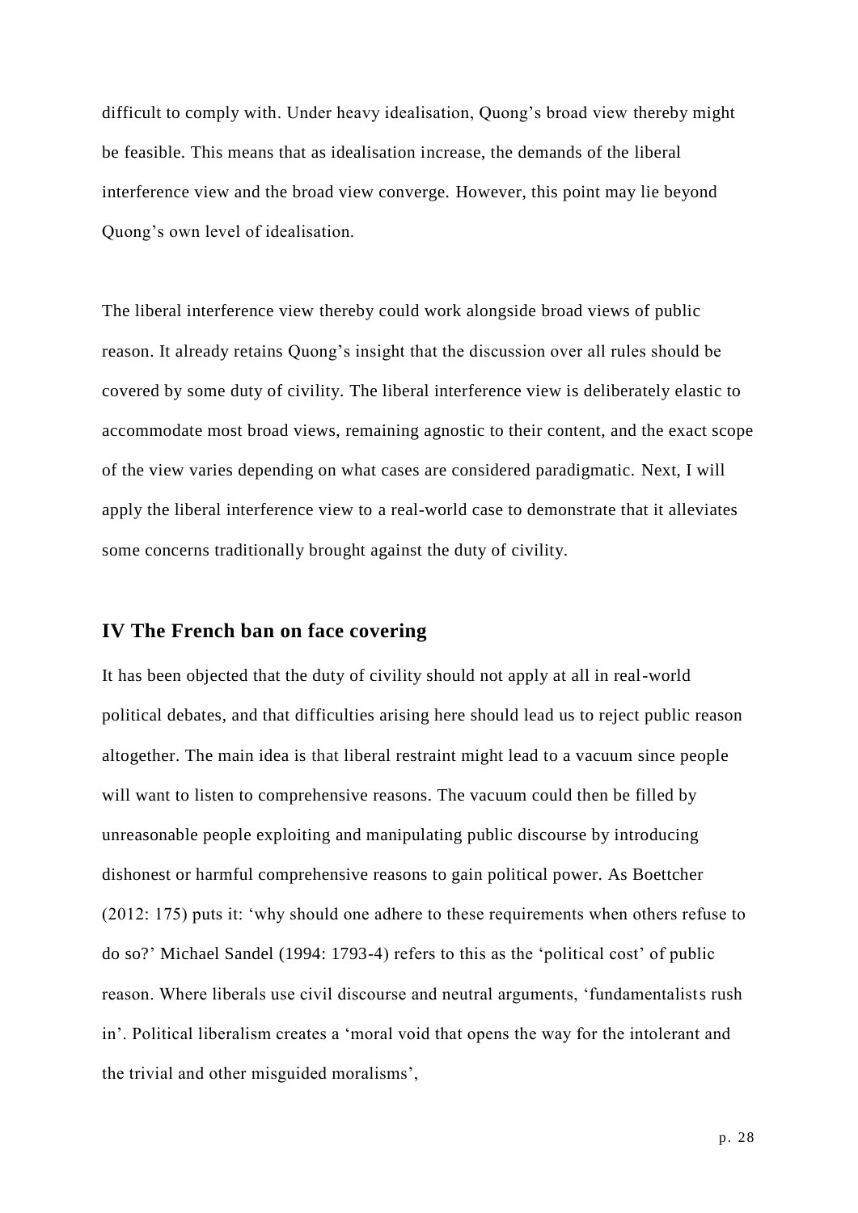difficult to comply with. Under heavy idealisation, Quong's broad view thereby might be feasible. This means that as idealisation increase, the demands of the liberal interference view and the broad view converge. However, this point may lie beyond Quong's own level of idealisation.

The liberal interference view thereby could work alongside broad views of public reason. It already retains Quong's insight that the discussion over all rules should be covered by some duty of civility. The liberal interference view is deliberately elastic to accommodate most broad views, remaining agnostic to their content, and the exact scope of the view varies depending on what cases are considered paradigmatic. Next, I will apply the liberal interference view to a real-world case to demonstrate that it alleviates some concerns traditionally brought against the duty of civility.

## IV The French ban on face covering

It has been objected that the duty of civility should not apply at all in real-world political debates, and that difficulties arising here should lead us to reject public reason altogether. The main idea is that liberal restraint might lead to a vacuum since people will want to listen to comprehensive reasons. The vacuum could then be filled by unreasonable people exploiting and manipulating public discourse by introducing dishonest or harmful comprehensive reasons to gain political power. As Boettcher (2012: 175) puts it: 'why should one adhere to these requirements when others refuse to do so?' Michael Sandel (1994: 1793-4) refers to this as the 'political cost' of public reason. Where liberals use civil discourse and neutral arguments, 'fundamentalists rush in'. Political liberalism creates a 'moral void that opens the way for the intolerant and the trivial and other misguided moralisms',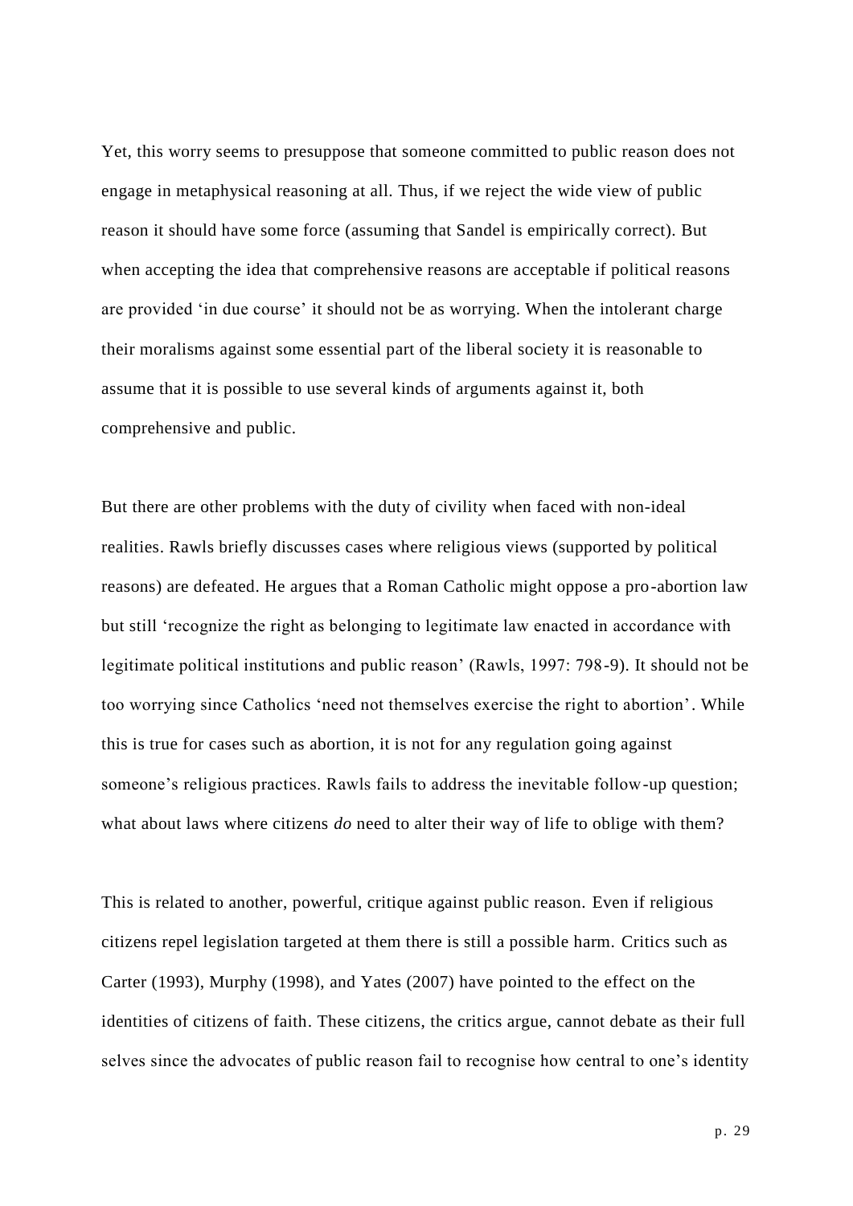Yet, this worry seems to presuppose that someone committed to public reason does not engage in metaphysical reasoning at all. Thus, if we reject the wide view of public reason it should have some force (assuming that Sandel is empirically correct). But when accepting the idea that comprehensive reasons are acceptable if political reasons are provided 'in due course' it should not be as worrying. When the intolerant charge their moralisms against some essential part of the liberal society it is reasonable to assume that it is possible to use several kinds of arguments against it, both comprehensive and public.

But there are other problems with the duty of civility when faced with non-ideal realities. Rawls briefly discusses cases where religious views (supported by political reasons) are defeated. He argues that a Roman Catholic might oppose a pro-abortion law but still 'recognize the right as belonging to legitimate law enacted in accordance with legitimate political institutions and public reason' (Rawls, 1997: 798-9). It should not be too worrying since Catholics 'need not themselves exercise the right to abortion'. While this is true for cases such as abortion, it is not for any regulation going against someone's religious practices. Rawls fails to address the inevitable follow-up question; what about laws where citizens *do* need to alter their way of life to oblige with them?

This is related to another, powerful, critique against public reason. Even if religious citizens repel legislation targeted at them there is still a possible harm. Critics such as Carter (1993), Murphy (1998), and Yates (2007) have pointed to the effect on the identities of citizens of faith. These citizens, the critics argue, cannot debate as their full selves since the advocates of public reason fail to recognise how central to one's identity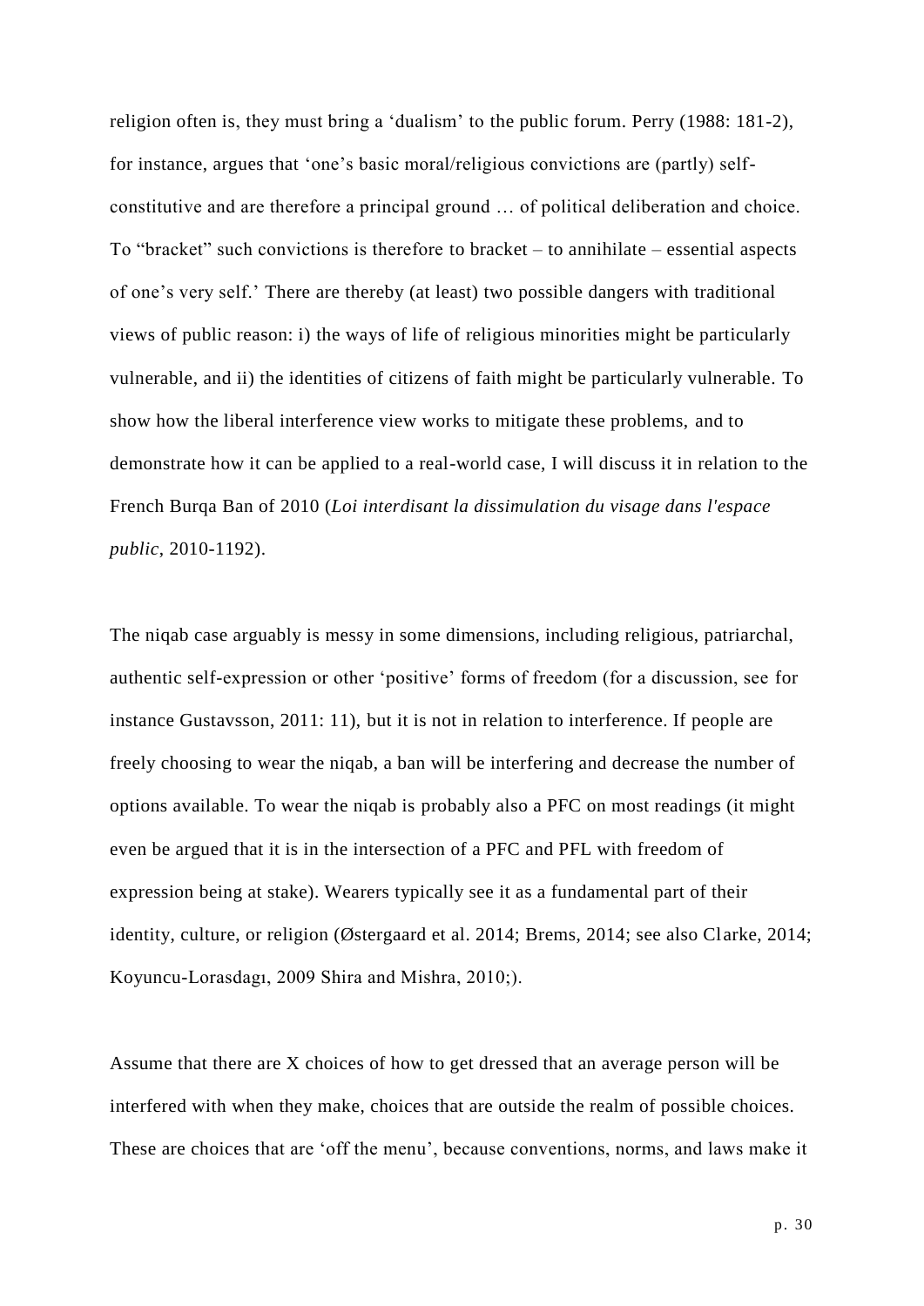religion often is, they must bring a 'dualism' to the public forum. Perry (1988: 181-2), for instance, argues that 'one's basic moral/religious convictions are (partly) self-constitutive and are therefore a principal ground … of political deliberation and choice. To "bracket" such convictions is therefore to bracket – to annihilate – essential aspects of one's very self.' There are thereby (at least) two possible dangers with traditional views of public reason: i) the ways of life of religious minorities might be particularly vulnerable, and ii) the identities of citizens of faith might be particularly vulnerable. To show how the liberal interference view works to mitigate these problems, and to demonstrate how it can be applied to a real-world case, I will discuss it in relation to the French Burqa Ban of 2010 (*Loi interdisant la dissimulation du visage dans l'espace public*, 2010-1192).

The niqab case arguably is messy in some dimensions, including religious, patriarchal, authentic self-expression or other 'positive' forms of freedom (for a discussion, see for instance Gustavsson, 2011: 11), but it is not in relation to interference. If people are freely choosing to wear the niqab, a ban will be interfering and decrease the number of options available. To wear the niqab is probably also a PFC on most readings (it might even be argued that it is in the intersection of a PFC and PFL with freedom of expression being at stake). Wearers typically see it as a fundamental part of their identity, culture, or religion (Østergaard et al. 2014; Brems, 2014; see also Clarke, 2014; Koyuncu-Lorasdagı, 2009 Shira and Mishra, 2010;).

Assume that there are X choices of how to get dressed that an average person will be interfered with when they make, choices that are outside the realm of possible choices. These are choices that are 'off the menu', because conventions, norms, and laws make it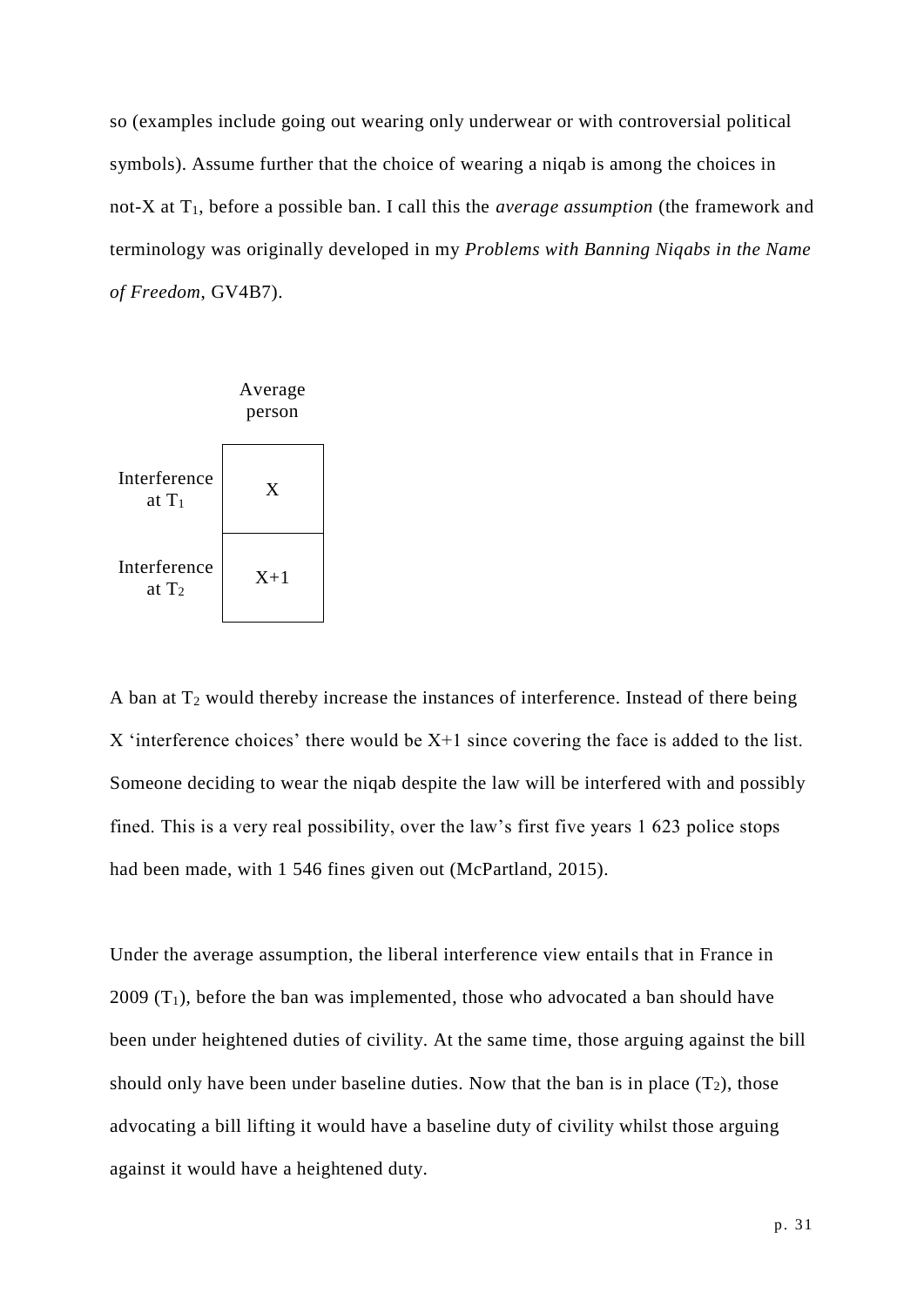so (examples include going out wearing only underwear or with controversial political symbols). Assume further that the choice of wearing a niqab is among the choices in not-X at $T_1$, before a possible ban. I call this the *average assumption* (the framework and terminology was originally developed in my *Problems with Banning Niqabs in the Name of Freedom*, GV4B7).

| | Average person |
|---|---|
| Interference at $T_1$ | X |
| Interference at $T_2$ | X+1 |

A ban at $T_2$ would thereby increase the instances of interference. Instead of there being X 'interference choices' there would be X+1 since covering the face is added to the list. Someone deciding to wear the niqab despite the law will be interfered with and possibly fined. This is a very real possibility, over the law's first five years 1 623 police stops had been made, with 1 546 fines given out (McPartland, 2015).

Under the average assumption, the liberal interference view entails that in France in 2009 ($T_1$), before the ban was implemented, those who advocated a ban should have been under heightened duties of civility. At the same time, those arguing against the bill should only have been under baseline duties. Now that the ban is in place ($T_2$), those advocating a bill lifting it would have a baseline duty of civility whilst those arguing against it would have a heightened duty.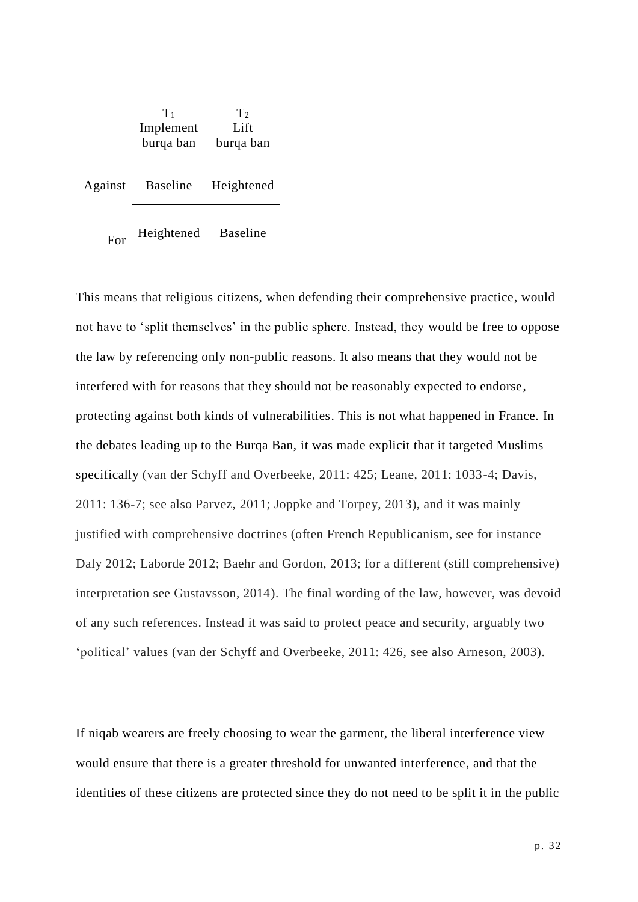| | $T_1$ Implement burqa ban | $T_2$ Lift burqa ban |
|---|---|---|
| Against | Baseline | Heightened |
| For | Heightened | Baseline |

This means that religious citizens, when defending their comprehensive practice, would not have to 'split themselves' in the public sphere. Instead, they would be free to oppose the law by referencing only non-public reasons. It also means that they would not be interfered with for reasons that they should not be reasonably expected to endorse, protecting against both kinds of vulnerabilities. This is not what happened in France. In the debates leading up to the Burqa Ban, it was made explicit that it targeted Muslims specifically (van der Schyff and Overbeeke, 2011: 425; Leane, 2011: 1033-4; Davis, 2011: 136-7; see also Parvez, 2011; Joppke and Torpey, 2013), and it was mainly justified with comprehensive doctrines (often French Republicanism, see for instance Daly 2012; Laborde 2012; Baehr and Gordon, 2013; for a different (still comprehensive) interpretation see Gustavsson, 2014). The final wording of the law, however, was devoid of any such references. Instead it was said to protect peace and security, arguably two 'political' values (van der Schyff and Overbeeke, 2011: 426, see also Arneson, 2003).

If niqab wearers are freely choosing to wear the garment, the liberal interference view would ensure that there is a greater threshold for unwanted interference, and that the identities of these citizens are protected since they do not need to be split it in the public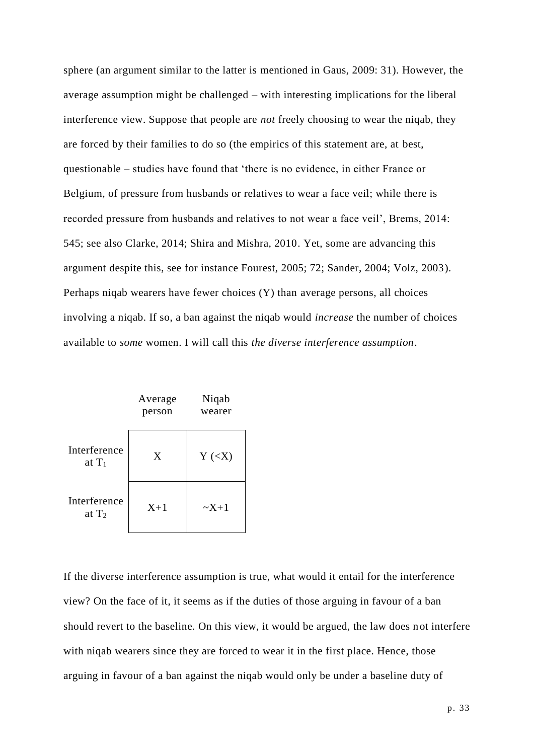sphere (an argument similar to the latter is mentioned in Gaus, 2009: 31). However, the average assumption might be challenged – with interesting implications for the liberal interference view. Suppose that people are *not* freely choosing to wear the niqab, they are forced by their families to do so (the empirics of this statement are, at best, questionable – studies have found that 'there is no evidence, in either France or Belgium, of pressure from husbands or relatives to wear a face veil; while there is recorded pressure from husbands and relatives to not wear a face veil', Brems, 2014: 545; see also Clarke, 2014; Shira and Mishra, 2010. Yet, some are advancing this argument despite this, see for instance Fourest, 2005; 72; Sander, 2004; Volz, 2003). Perhaps niqab wearers have fewer choices (Y) than average persons, all choices involving a niqab. If so, a ban against the niqab would *increase* the number of choices available to *some* women. I will call this *the diverse interference assumption*.

| | Average person | Niqab wearer |
|---|---|---|
| Interference at $T_1$ | X | Y (<X) |
| Interference at $T_2$ | X+1 | ~X+1 |

If the diverse interference assumption is true, what would it entail for the interference view? On the face of it, it seems as if the duties of those arguing in favour of a ban should revert to the baseline. On this view, it would be argued, the law does not interfere with niqab wearers since they are forced to wear it in the first place. Hence, those arguing in favour of a ban against the niqab would only be under a baseline duty of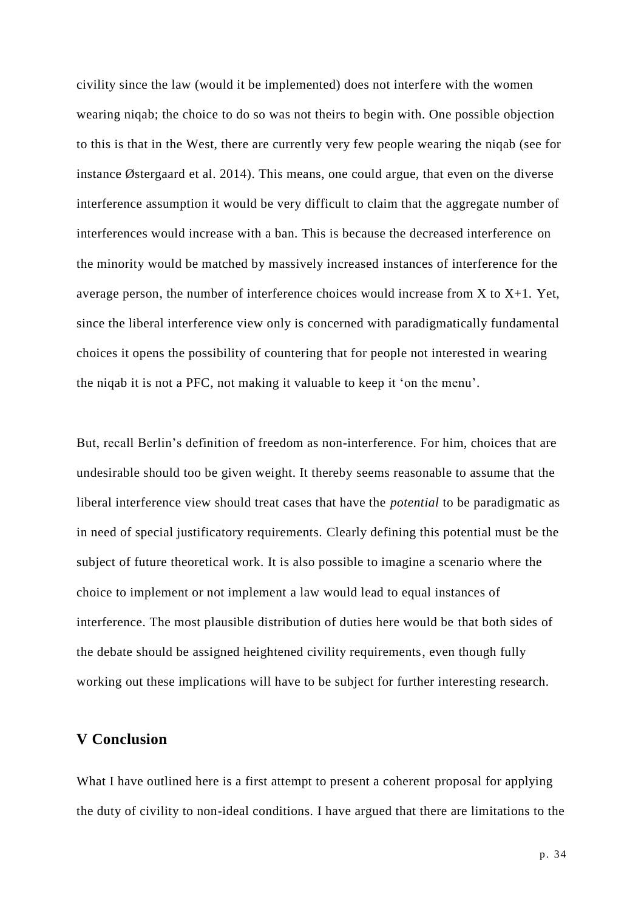civility since the law (would it be implemented) does not interfere with the women wearing niqab; the choice to do so was not theirs to begin with. One possible objection to this is that in the West, there are currently very few people wearing the niqab (see for instance Østergaard et al. 2014). This means, one could argue, that even on the diverse interference assumption it would be very difficult to claim that the aggregate number of interferences would increase with a ban. This is because the decreased interference on the minority would be matched by massively increased instances of interference for the average person, the number of interference choices would increase from X to X+1. Yet, since the liberal interference view only is concerned with paradigmatically fundamental choices it opens the possibility of countering that for people not interested in wearing the niqab it is not a PFC, not making it valuable to keep it 'on the menu'.

But, recall Berlin's definition of freedom as non-interference. For him, choices that are undesirable should too be given weight. It thereby seems reasonable to assume that the liberal interference view should treat cases that have the *potential* to be paradigmatic as in need of special justificatory requirements. Clearly defining this potential must be the subject of future theoretical work. It is also possible to imagine a scenario where the choice to implement or not implement a law would lead to equal instances of interference. The most plausible distribution of duties here would be that both sides of the debate should be assigned heightened civility requirements, even though fully working out these implications will have to be subject for further interesting research.

## V Conclusion

What I have outlined here is a first attempt to present a coherent proposal for applying the duty of civility to non-ideal conditions. I have argued that there are limitations to the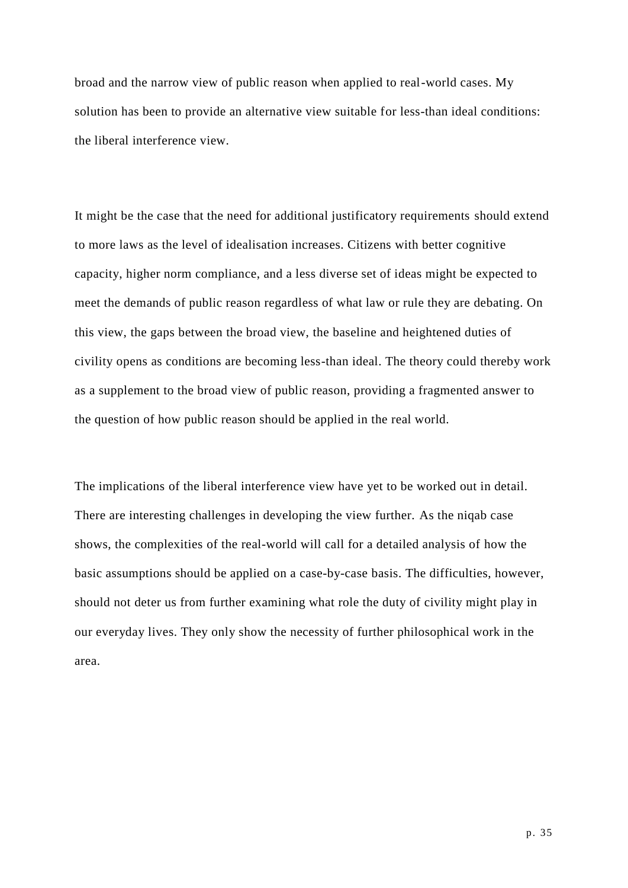broad and the narrow view of public reason when applied to real-world cases. My solution has been to provide an alternative view suitable for less-than ideal conditions: the liberal interference view.

It might be the case that the need for additional justificatory requirements should extend to more laws as the level of idealisation increases. Citizens with better cognitive capacity, higher norm compliance, and a less diverse set of ideas might be expected to meet the demands of public reason regardless of what law or rule they are debating. On this view, the gaps between the broad view, the baseline and heightened duties of civility opens as conditions are becoming less-than ideal. The theory could thereby work as a supplement to the broad view of public reason, providing a fragmented answer to the question of how public reason should be applied in the real world.

The implications of the liberal interference view have yet to be worked out in detail. There are interesting challenges in developing the view further. As the niqab case shows, the complexities of the real-world will call for a detailed analysis of how the basic assumptions should be applied on a case-by-case basis. The difficulties, however, should not deter us from further examining what role the duty of civility might play in our everyday lives. They only show the necessity of further philosophical work in the area.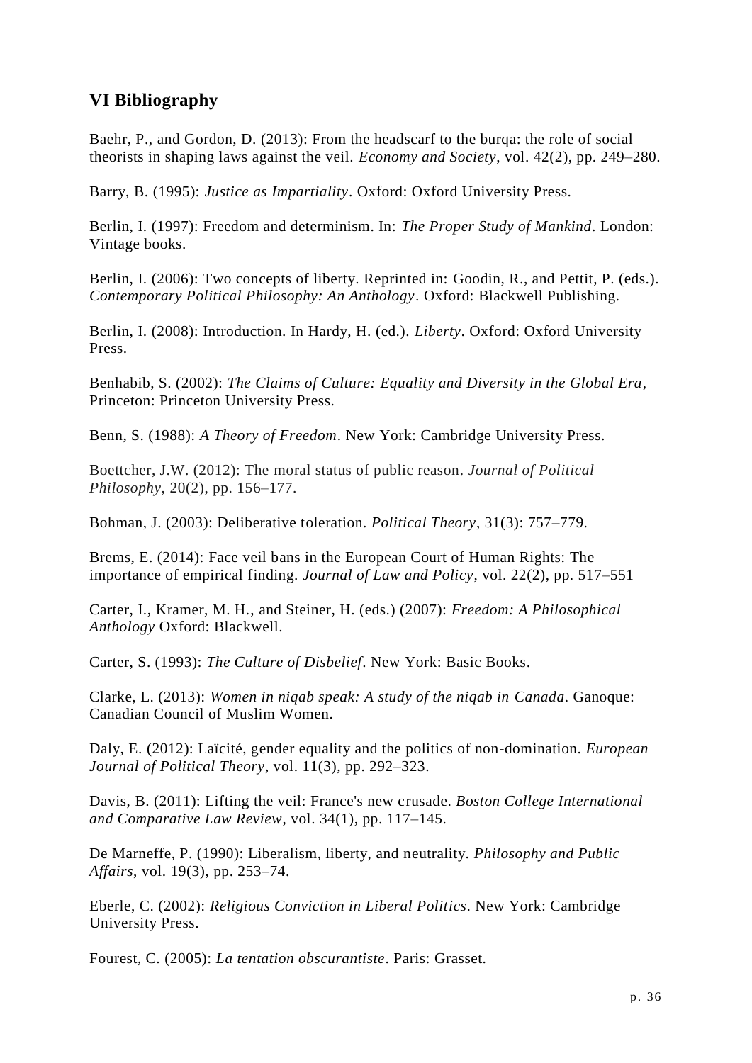## VI Bibliography

Baehr, P., and Gordon, D. (2013): From the headscarf to the burqa: the role of social theorists in shaping laws against the veil. *Economy and Society*, vol. 42(2), pp. 249–280.

Barry, B. (1995): *Justice as Impartiality*. Oxford: Oxford University Press.

Berlin, I. (1997): Freedom and determinism. In: *The Proper Study of Mankind*. London: Vintage books.

Berlin, I. (2006): Two concepts of liberty. Reprinted in: Goodin, R., and Pettit, P. (eds.). *Contemporary Political Philosophy: An Anthology*. Oxford: Blackwell Publishing.

Berlin, I. (2008): Introduction. In Hardy, H. (ed.). *Liberty*. Oxford: Oxford University Press.

Benhabib, S. (2002): *The Claims of Culture: Equality and Diversity in the Global Era*, Princeton: Princeton University Press.

Benn, S. (1988): *A Theory of Freedom*. New York: Cambridge University Press.

Boettcher, J.W. (2012): The moral status of public reason. *Journal of Political Philosophy*, 20(2), pp. 156–177.

Bohman, J. (2003): Deliberative toleration. *Political Theory*, 31(3): 757–779.

Brems, E. (2014): Face veil bans in the European Court of Human Rights: The importance of empirical finding. *Journal of Law and Policy*, vol. 22(2), pp. 517–551

Carter, I., Kramer, M. H., and Steiner, H. (eds.) (2007): *Freedom: A Philosophical Anthology* Oxford: Blackwell.

Carter, S. (1993): *The Culture of Disbelief*. New York: Basic Books.

Clarke, L. (2013): *Women in niqab speak: A study of the niqab in Canada*. Ganoque: Canadian Council of Muslim Women.

Daly, E. (2012): Laïcité, gender equality and the politics of non-domination. *European Journal of Political Theory*, vol. 11(3), pp. 292–323.

Davis, B. (2011): Lifting the veil: France's new crusade. *Boston College International and Comparative Law Review*, vol. 34(1), pp. 117–145.

De Marneffe, P. (1990): Liberalism, liberty, and neutrality. *Philosophy and Public Affairs*, vol. 19(3), pp. 253–74.

Eberle, C. (2002): *Religious Conviction in Liberal Politics*. New York: Cambridge University Press.

Fourest, C. (2005): *La tentation obscurantiste*. Paris: Grasset.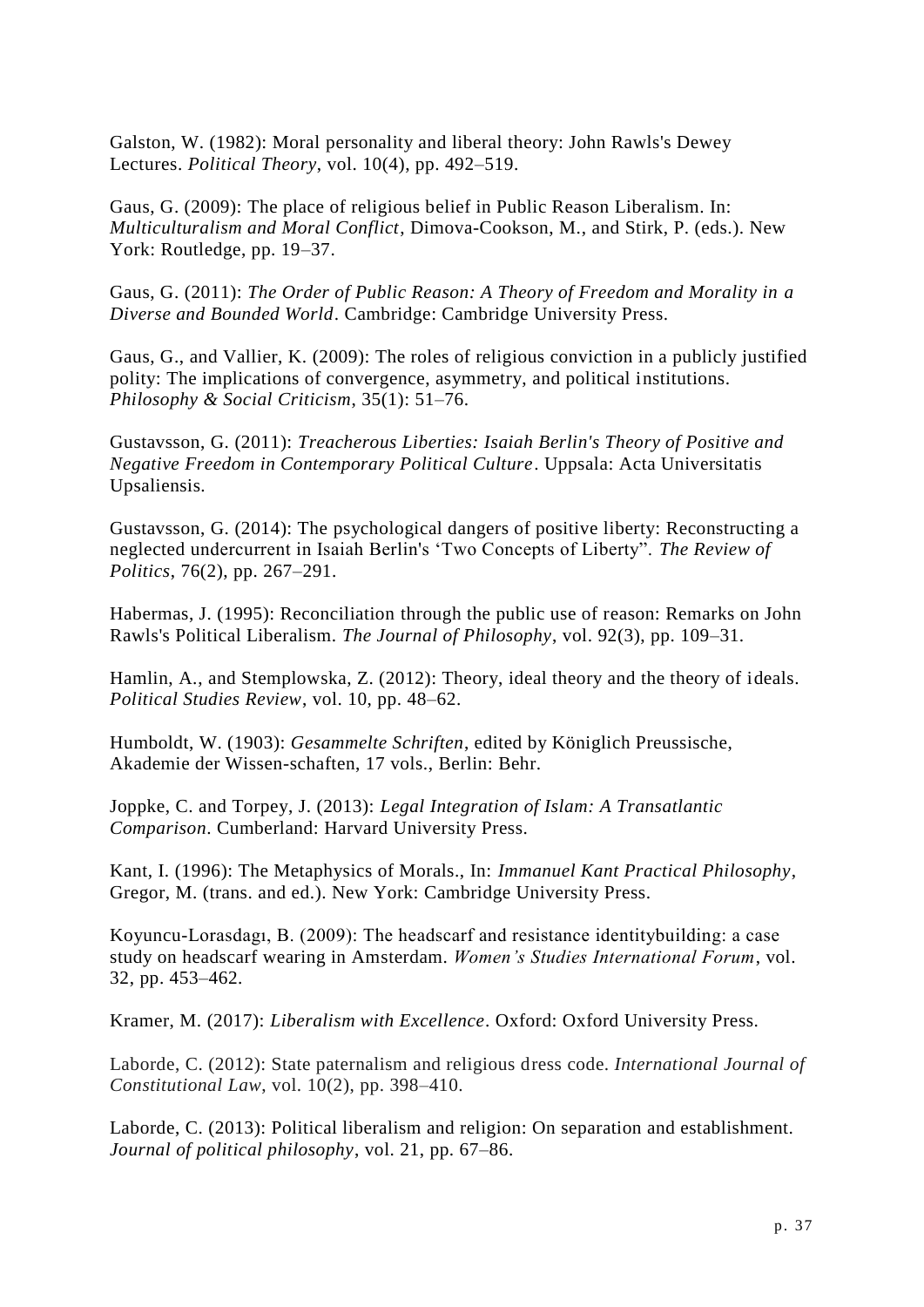Galston, W. (1982): Moral personality and liberal theory: John Rawls's Dewey Lectures. *Political Theory*, vol. 10(4), pp. 492–519.

Gaus, G. (2009): The place of religious belief in Public Reason Liberalism. In: *Multiculturalism and Moral Conflict*, Dimova-Cookson, M., and Stirk, P. (eds.). New York: Routledge, pp. 19–37.

Gaus, G. (2011): *The Order of Public Reason: A Theory of Freedom and Morality in a Diverse and Bounded World*. Cambridge: Cambridge University Press.

Gaus, G., and Vallier, K. (2009): The roles of religious conviction in a publicly justified polity: The implications of convergence, asymmetry, and political institutions. *Philosophy & Social Criticism*, 35(1): 51–76.

Gustavsson, G. (2011): *Treacherous Liberties: Isaiah Berlin's Theory of Positive and Negative Freedom in Contemporary Political Culture*. Uppsala: Acta Universitatis Upsaliensis.

Gustavsson, G. (2014): The psychological dangers of positive liberty: Reconstructing a neglected undercurrent in Isaiah Berlin's 'Two Concepts of Liberty". *The Review of Politics*, 76(2), pp. 267–291.

Habermas, J. (1995): Reconciliation through the public use of reason: Remarks on John Rawls's Political Liberalism. *The Journal of Philosophy*, vol. 92(3), pp. 109–31.

Hamlin, A., and Stemplowska, Z. (2012): Theory, ideal theory and the theory of ideals. *Political Studies Review*, vol. 10, pp. 48–62.

Humboldt, W. (1903): *Gesammelte Schriften*, edited by Königlich Preussische, Akademie der Wissen-schaften, 17 vols., Berlin: Behr.

Joppke, C. and Torpey, J. (2013): *Legal Integration of Islam: A Transatlantic Comparison*. Cumberland: Harvard University Press.

Kant, I. (1996): The Metaphysics of Morals., In: *Immanuel Kant Practical Philosophy*, Gregor, M. (trans. and ed.). New York: Cambridge University Press.

Koyuncu-Lorasdagı, B. (2009): The headscarf and resistance identitybuilding: a case study on headscarf wearing in Amsterdam. *Women's Studies International Forum*, vol. 32, pp. 453–462.

Kramer, M. (2017): *Liberalism with Excellence*. Oxford: Oxford University Press.

Laborde, C. (2012): State paternalism and religious dress code. *International Journal of Constitutional Law*, vol. 10(2), pp. 398–410.

Laborde, C. (2013): Political liberalism and religion: On separation and establishment. *Journal of political philosophy*, vol. 21, pp. 67–86.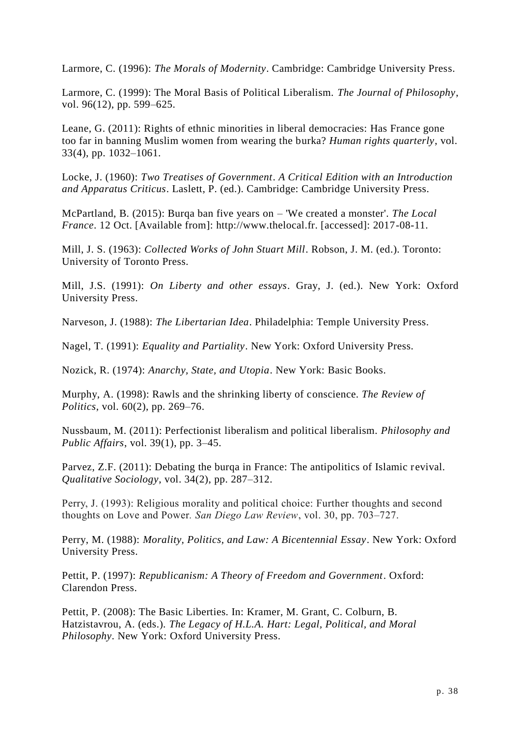Larmore, C. (1996): *The Morals of Modernity*. Cambridge: Cambridge University Press.

Larmore, C. (1999): The Moral Basis of Political Liberalism. *The Journal of Philosophy*, vol. 96(12), pp. 599–625.

Leane, G. (2011): Rights of ethnic minorities in liberal democracies: Has France gone too far in banning Muslim women from wearing the burka? *Human rights quarterly*, vol. 33(4), pp. 1032–1061.

Locke, J. (1960): *Two Treatises of Government*. *A Critical Edition with an Introduction and Apparatus Criticus*. Laslett, P. (ed.). Cambridge: Cambridge University Press.

McPartland, B. (2015): Burqa ban five years on – 'We created a monster'. *The Local France*. 12 Oct. [Available from]: http://www.thelocal.fr. [accessed]: 2017-08-11.

Mill, J. S. (1963): *Collected Works of John Stuart Mill*. Robson, J. M. (ed.). Toronto: University of Toronto Press.

Mill, J.S. (1991): *On Liberty and other essays*. Gray, J. (ed.). New York: Oxford University Press.

Narveson, J. (1988): *The Libertarian Idea*. Philadelphia: Temple University Press.

Nagel, T. (1991): *Equality and Partiality*. New York: Oxford University Press.

Nozick, R. (1974): *Anarchy, State, and Utopia*. New York: Basic Books.

Murphy, A. (1998): Rawls and the shrinking liberty of conscience. *The Review of Politics*, vol. 60(2), pp. 269–76.

Nussbaum, M. (2011): Perfectionist liberalism and political liberalism. *Philosophy and Public Affairs*, vol. 39(1), pp. 3–45.

Parvez, Z.F. (2011): Debating the burqa in France: The antipolitics of Islamic revival. *Qualitative Sociology*, vol. 34(2), pp. 287–312.

Perry, J. (1993): Religious morality and political choice: Further thoughts and second thoughts on Love and Power. *San Diego Law Review*, vol. 30, pp. 703–727.

Perry, M. (1988): *Morality, Politics, and Law: A Bicentennial Essay*. New York: Oxford University Press.

Pettit, P. (1997): *Republicanism: A Theory of Freedom and Government*. Oxford: Clarendon Press.

Pettit, P. (2008): The Basic Liberties. In: Kramer, M. Grant, C. Colburn, B. Hatzistavrou, A. (eds.). *The Legacy of H.L.A. Hart: Legal, Political, and Moral Philosophy*. New York: Oxford University Press.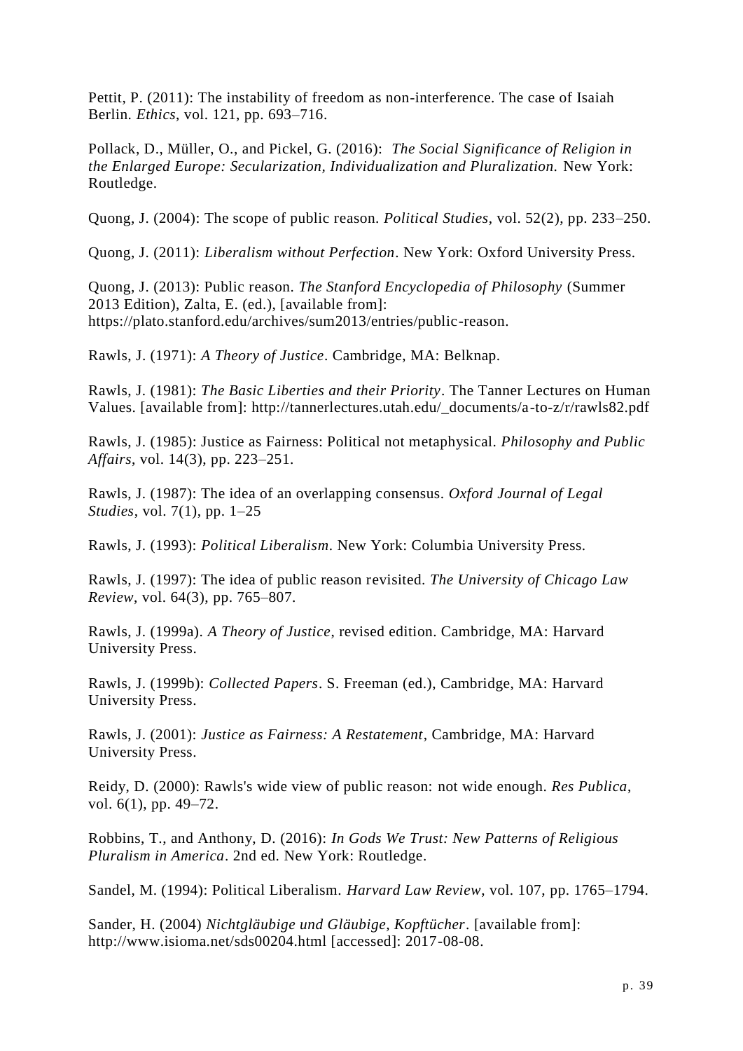Pettit, P. (2011): The instability of freedom as non-interference. The case of Isaiah Berlin. *Ethics*, vol. 121, pp. 693–716.

Pollack, D., Müller, O., and Pickel, G. (2016): *The Social Significance of Religion in the Enlarged Europe: Secularization, Individualization and Pluralization.* New York: Routledge.

Quong, J. (2004): The scope of public reason. *Political Studies*, vol. 52(2), pp. 233–250.

Quong, J. (2011): *Liberalism without Perfection*. New York: Oxford University Press.

Quong, J. (2013): Public reason. *The Stanford Encyclopedia of Philosophy* (Summer 2013 Edition), Zalta, E. (ed.), [available from]: https://plato.stanford.edu/archives/sum2013/entries/public-reason.

Rawls, J. (1971): *A Theory of Justice*. Cambridge, MA: Belknap.

Rawls, J. (1981): *The Basic Liberties and their Priority*. The Tanner Lectures on Human Values. [available from]: http://tannerlectures.utah.edu/_documents/a-to-z/r/rawls82.pdf

Rawls, J. (1985): Justice as Fairness: Political not metaphysical. *Philosophy and Public Affairs*, vol. 14(3), pp. 223–251.

Rawls, J. (1987): The idea of an overlapping consensus. *Oxford Journal of Legal Studies*, vol. 7(1), pp. 1–25

Rawls, J. (1993): *Political Liberalism*. New York: Columbia University Press.

Rawls, J. (1997): The idea of public reason revisited. *The University of Chicago Law Review*, vol. 64(3), pp. 765–807.

Rawls, J. (1999a). *A Theory of Justice*, revised edition. Cambridge, MA: Harvard University Press.

Rawls, J. (1999b): *Collected Papers*. S. Freeman (ed.), Cambridge, MA: Harvard University Press.

Rawls, J. (2001): *Justice as Fairness: A Restatement*, Cambridge, MA: Harvard University Press.

Reidy, D. (2000): Rawls's wide view of public reason: not wide enough. *Res Publica*, vol. 6(1), pp. 49–72.

Robbins, T., and Anthony, D. (2016): *In Gods We Trust: New Patterns of Religious Pluralism in America*. 2nd ed. New York: Routledge.

Sandel, M. (1994): Political Liberalism. *Harvard Law Review*, vol. 107, pp. 1765–1794.

Sander, H. (2004) *Nichtgläubige und Gläubige, Kopftücher*. [available from]: http://www.isioma.net/sds00204.html [accessed]: 2017-08-08.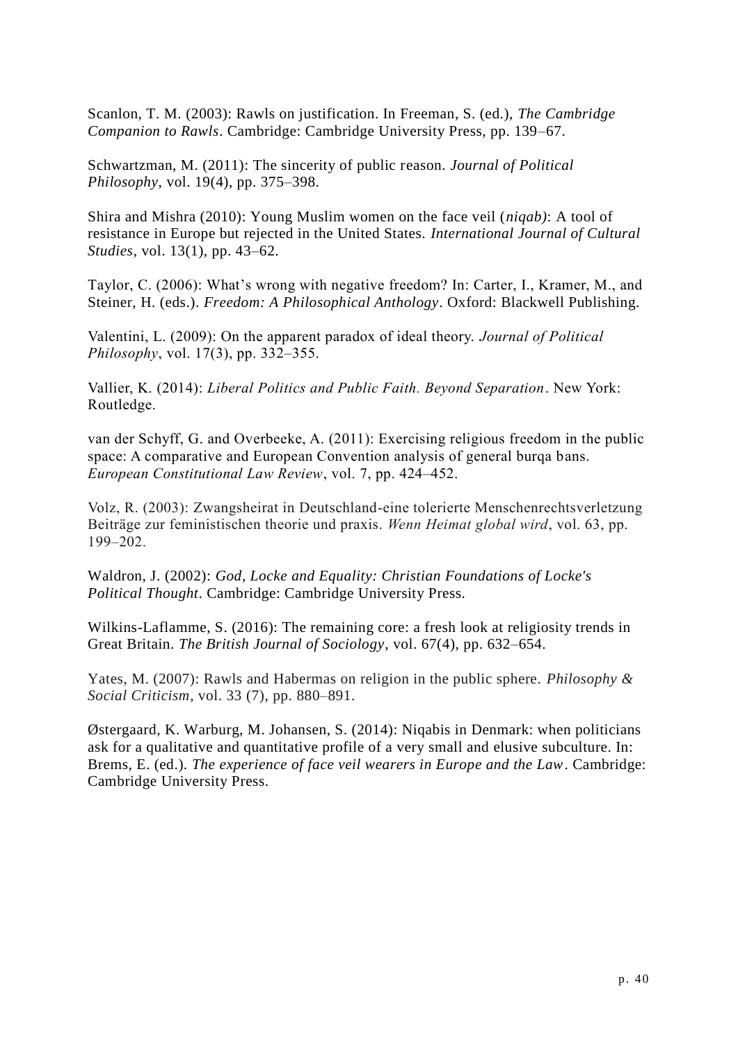Scanlon, T. M. (2003): Rawls on justification. In Freeman, S. (ed.), *The Cambridge Companion to Rawls*. Cambridge: Cambridge University Press, pp. 139–67.

Schwartzman, M. (2011): The sincerity of public reason. *Journal of Political Philosophy*, vol. 19(4), pp. 375–398.

Shira and Mishra (2010): Young Muslim women on the face veil (*niqab)*: A tool of resistance in Europe but rejected in the United States. *International Journal of Cultural Studies*, vol. 13(1), pp. 43–62.

Taylor, C. (2006): What's wrong with negative freedom? In: Carter, I., Kramer, M., and Steiner, H. (eds.). *Freedom: A Philosophical Anthology*. Oxford: Blackwell Publishing.

Valentini, L. (2009): On the apparent paradox of ideal theory. *Journal of Political Philosophy*, vol. 17(3), pp. 332–355.

Vallier, K. (2014): *Liberal Politics and Public Faith. Beyond Separation*. New York: Routledge.

van der Schyff, G. and Overbeeke, A. (2011): Exercising religious freedom in the public space: A comparative and European Convention analysis of general burqa bans. *European Constitutional Law Review*, vol. 7, pp. 424–452.

Volz, R. (2003): Zwangsheirat in Deutschland-eine tolerierte Menschenrechtsverletzung Beiträge zur feministischen theorie und praxis. *Wenn Heimat global wird*, vol. 63, pp. 199–202.

Waldron, J. (2002): *God, Locke and Equality: Christian Foundations of Locke's Political Thought*. Cambridge: Cambridge University Press.

Wilkins-Laflamme, S. (2016): The remaining core: a fresh look at religiosity trends in Great Britain. *The British Journal of Sociology*, vol. 67(4), pp. 632–654.

Yates, M. (2007): Rawls and Habermas on religion in the public sphere. *Philosophy & Social Criticism*, vol. 33 (7), pp. 880–891.

Østergaard, K. Warburg, M. Johansen, S. (2014): Niqabis in Denmark: when politicians ask for a qualitative and quantitative profile of a very small and elusive subculture. In: Brems, E. (ed.). *The experience of face veil wearers in Europe and the Law*. Cambridge: Cambridge University Press.